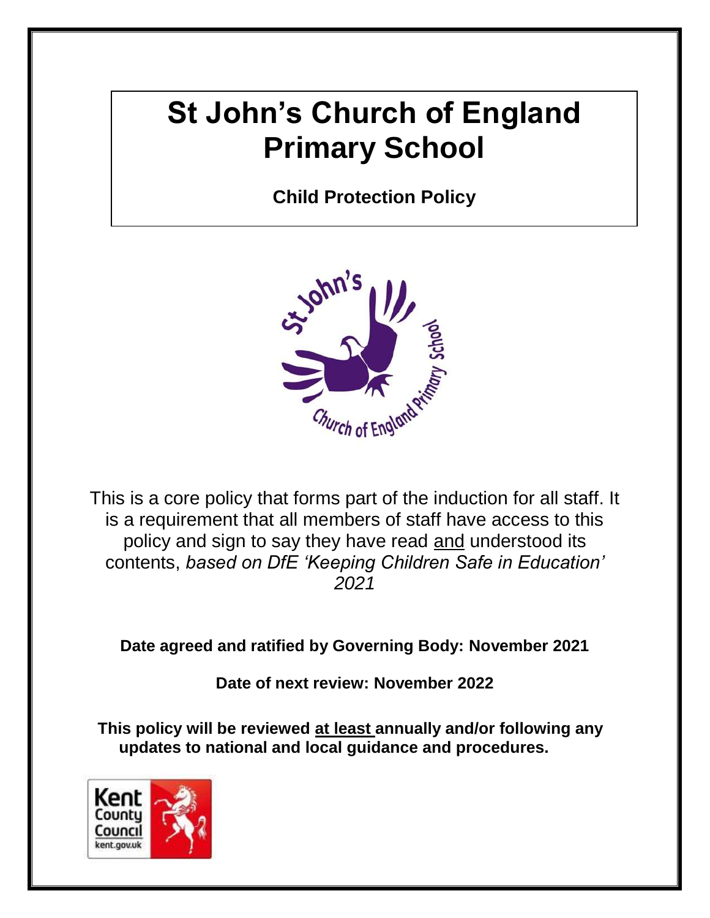# St John's Church of England Primary School

**Child Protection Policy**

This is a core policy that forms part of the induction for all staff. It is a requirement that all members of staff have access to this policy and sign to say they have read <u>and</u> understood its contents, *based on DfE 'Keeping Children Safe in Education' 2021*

**Date agreed and ratified by Governing Body: November 2021**

**Date of next review: November 2022**

**This policy will be reviewed <u>at least</u> annually and/or following any updates to national and local guidance and procedures.**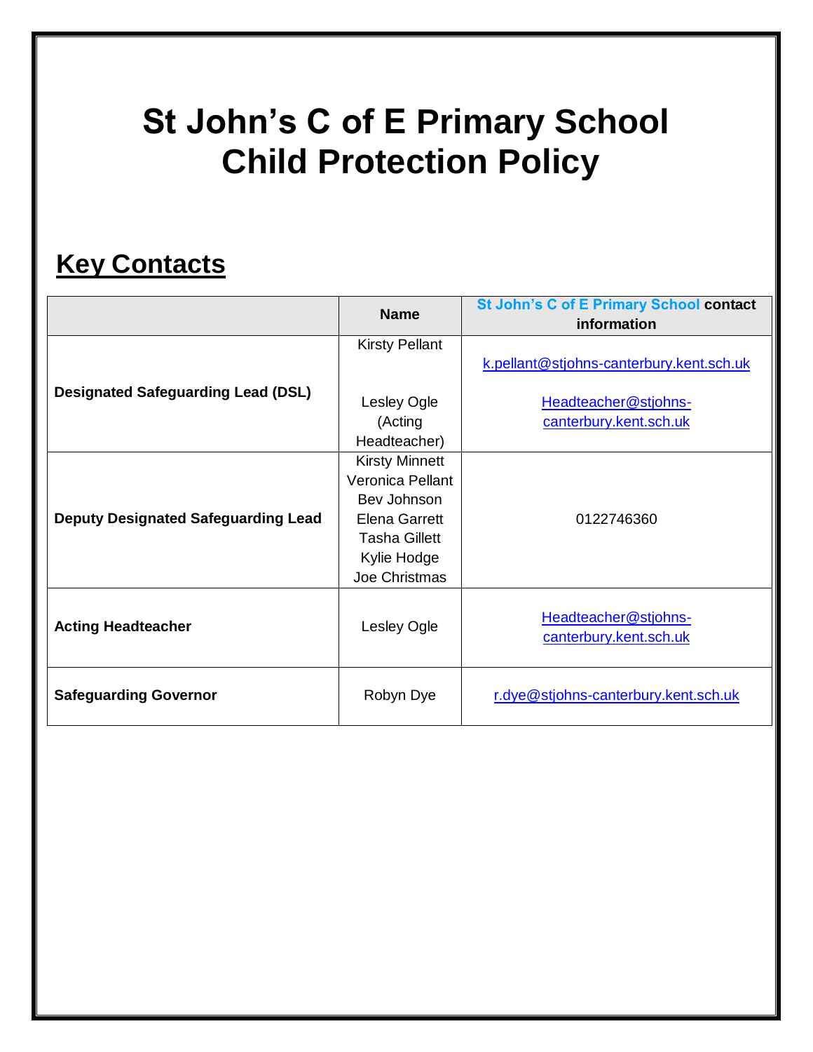# St John's C of E Primary School Child Protection Policy

## Key Contacts

| | Name | St John's C of E Primary School contact information |
|---|---|---|
| **Designated Safeguarding Lead (DSL)** | Kirsty Pellant<br><br>Lesley Ogle (Acting Headteacher) | k.pellant@stjohns-canterbury.kent.sch.uk<br><br>Headteacher@stjohns-canterbury.kent.sch.uk |
| **Deputy Designated Safeguarding Lead** | Kirsty Minnett<br>Veronica Pellant<br>Bev Johnson<br>Elena Garrett<br>Tasha Gillett<br>Kylie Hodge<br>Joe Christmas | 0122746360 |
| **Acting Headteacher** | Lesley Ogle | Headteacher@stjohns-canterbury.kent.sch.uk |
| **Safeguarding Governor** | Robyn Dye | r.dye@stjohns-canterbury.kent.sch.uk |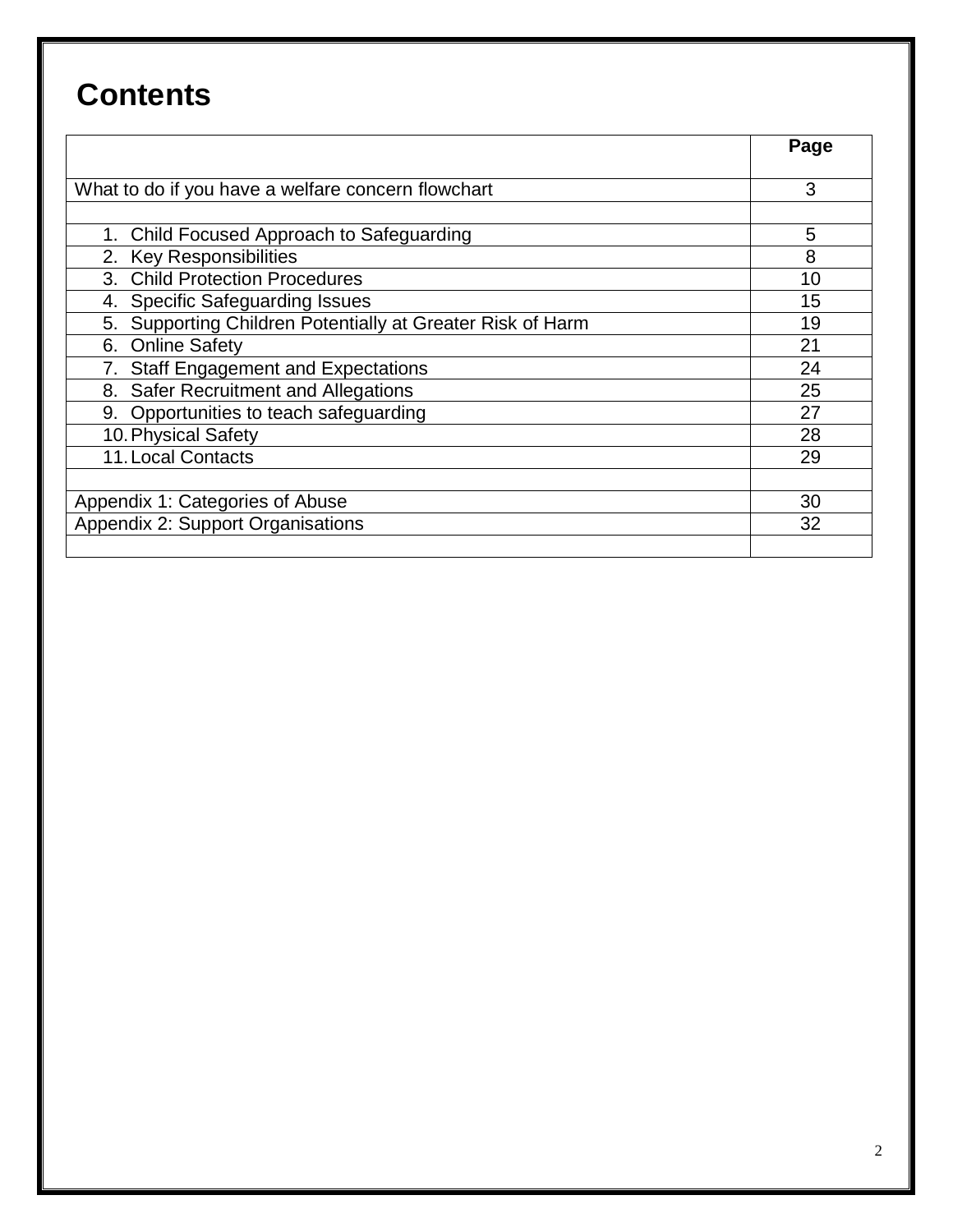# Contents

| | Page |
|---|---|
| What to do if you have a welfare concern flowchart | 3 |
| | |
| 1. Child Focused Approach to Safeguarding | 5 |
| 2. Key Responsibilities | 8 |
| 3. Child Protection Procedures | 10 |
| 4. Specific Safeguarding Issues | 15 |
| 5. Supporting Children Potentially at Greater Risk of Harm | 19 |
| 6. Online Safety | 21 |
| 7. Staff Engagement and Expectations | 24 |
| 8. Safer Recruitment and Allegations | 25 |
| 9. Opportunities to teach safeguarding | 27 |
| 10. Physical Safety | 28 |
| 11. Local Contacts | 29 |
| | |
| Appendix 1: Categories of Abuse | 30 |
| Appendix 2: Support Organisations | 32 |
| | |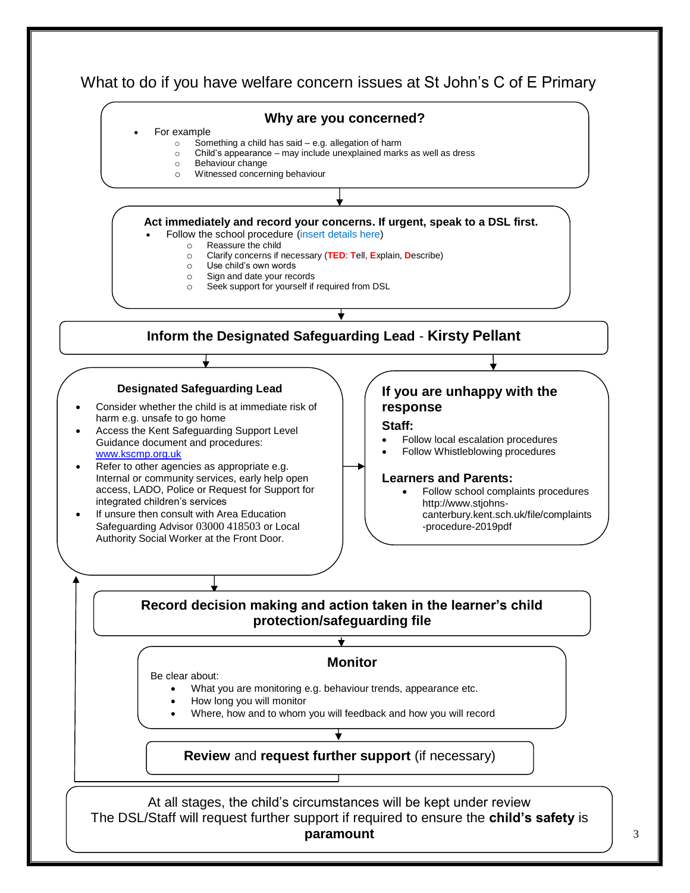# What to do if you have welfare concern issues at St John's C of E Primary

## Why are you concerned?

- For example
  - Something a child has said – e.g. allegation of harm
  - Child's appearance – may include unexplained marks as well as dress
  - Behaviour change
  - Witnessed concerning behaviour

## Act immediately and record your concerns. If urgent, speak to a DSL first.

- Follow the school procedure (insert details here)
  - Reassure the child
  - Clarify concerns if necessary (**TED**: **T**ell, **E**xplain, **D**escribe)
  - Use child's own words
  - Sign and date your records
  - Seek support for yourself if required from DSL

## Inform the Designated Safeguarding Lead - Kirsty Pellant

### Designated Safeguarding Lead

- Consider whether the child is at immediate risk of harm e.g. unsafe to go home
- Access the Kent Safeguarding Support Level Guidance document and procedures: www.kscmp.org.uk
- Refer to other agencies as appropriate e.g. Internal or community services, early help open access, LADO, Police or Request for Support for integrated children's services
- If unsure then consult with Area Education Safeguarding Advisor 03000 418503 or Local Authority Social Worker at the Front Door.

### If you are unhappy with the response

**Staff:**

- Follow local escalation procedures
- Follow Whistleblowing procedures

**Learners and Parents:**

- Follow school complaints procedures http://www.stjohns-canterbury.kent.sch.uk/file/complaints-procedure-2019pdf

## Record decision making and action taken in the learner's child protection/safeguarding file

## Monitor

Be clear about:

- What you are monitoring e.g. behaviour trends, appearance etc.
- How long you will monitor
- Where, how and to whom you will feedback and how you will record

**Review** and **request further support** (if necessary)

At all stages, the child's circumstances will be kept under review
The DSL/Staff will request further support if required to ensure the **child's safety** is **paramount**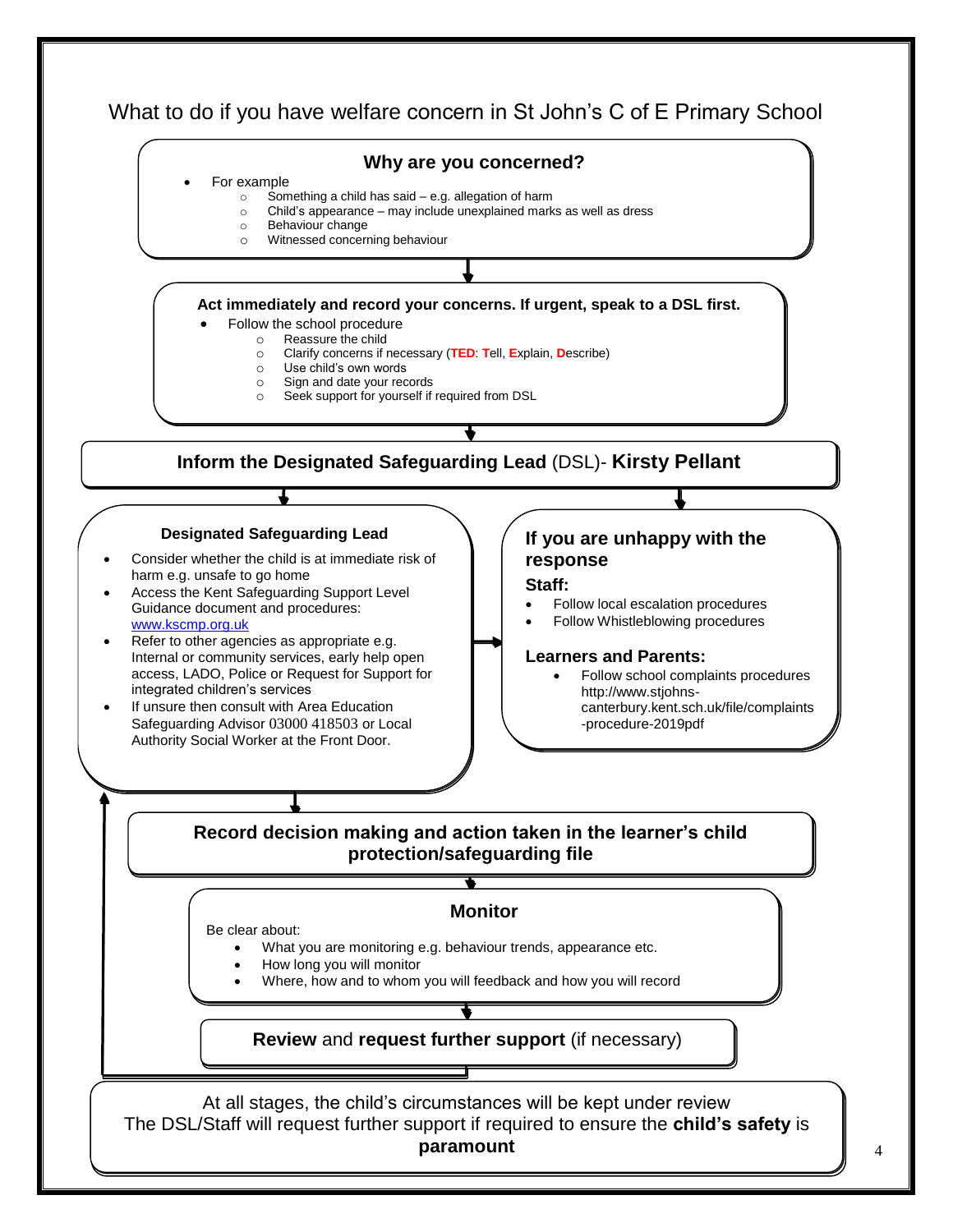# What to do if you have welfare concern in St John's C of E Primary School

## Why are you concerned?

- For example
  - Something a child has said – e.g. allegation of harm
  - Child's appearance – may include unexplained marks as well as dress
  - Behaviour change
  - Witnessed concerning behaviour

**Act immediately and record your concerns. If urgent, speak to a DSL first.**

- Follow the school procedure
  - Reassure the child
  - Clarify concerns if necessary (**TED**: **T**ell, **E**xplain, **D**escribe)
  - Use child's own words
  - Sign and date your records
  - Seek support for yourself if required from DSL

**Inform the Designated Safeguarding Lead** (DSL)- **Kirsty Pellant**

### Designated Safeguarding Lead

- Consider whether the child is at immediate risk of harm e.g. unsafe to go home
- Access the Kent Safeguarding Support Level Guidance document and procedures: www.kscmp.org.uk
- Refer to other agencies as appropriate e.g. Internal or community services, early help open access, LADO, Police or Request for Support for integrated children's services
- If unsure then consult with Area Education Safeguarding Advisor 03000 418503 or Local Authority Social Worker at the Front Door.

### If you are unhappy with the response

**Staff:**

- Follow local escalation procedures
- Follow Whistleblowing procedures

**Learners and Parents:**

- Follow school complaints procedures http://www.stjohns-canterbury.kent.sch.uk/file/complaints-procedure-2019pdf

**Record decision making and action taken in the learner's child protection/safeguarding file**

### Monitor

Be clear about:

- What you are monitoring e.g. behaviour trends, appearance etc.
- How long you will monitor
- Where, how and to whom you will feedback and how you will record

**Review** and **request further support** (if necessary)

At all stages, the child's circumstances will be kept under review
The DSL/Staff will request further support if required to ensure the **child's safety** is **paramount**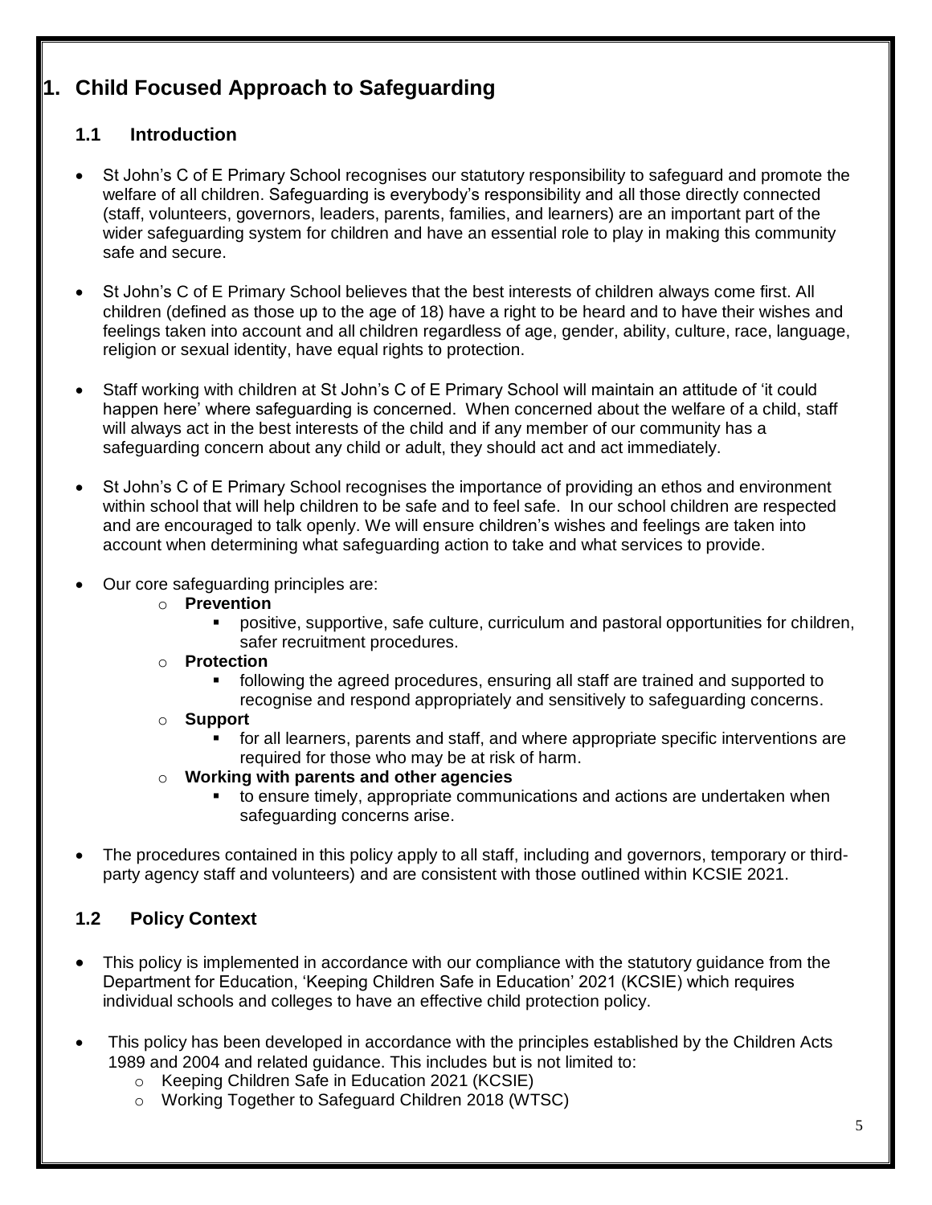# 1. Child Focused Approach to Safeguarding

## 1.1 Introduction

- St John's C of E Primary School recognises our statutory responsibility to safeguard and promote the welfare of all children. Safeguarding is everybody's responsibility and all those directly connected (staff, volunteers, governors, leaders, parents, families, and learners) are an important part of the wider safeguarding system for children and have an essential role to play in making this community safe and secure.

- St John's C of E Primary School believes that the best interests of children always come first. All children (defined as those up to the age of 18) have a right to be heard and to have their wishes and feelings taken into account and all children regardless of age, gender, ability, culture, race, language, religion or sexual identity, have equal rights to protection.

- Staff working with children at St John's C of E Primary School will maintain an attitude of 'it could happen here' where safeguarding is concerned. When concerned about the welfare of a child, staff will always act in the best interests of the child and if any member of our community has a safeguarding concern about any child or adult, they should act and act immediately.

- St John's C of E Primary School recognises the importance of providing an ethos and environment within school that will help children to be safe and to feel safe. In our school children are respected and are encouraged to talk openly. We will ensure children's wishes and feelings are taken into account when determining what safeguarding action to take and what services to provide.

- Our core safeguarding principles are:
  - **Prevention**
    - positive, supportive, safe culture, curriculum and pastoral opportunities for children, safer recruitment procedures.
  - **Protection**
    - following the agreed procedures, ensuring all staff are trained and supported to recognise and respond appropriately and sensitively to safeguarding concerns.
  - **Support**
    - for all learners, parents and staff, and where appropriate specific interventions are required for those who may be at risk of harm.
  - **Working with parents and other agencies**
    - to ensure timely, appropriate communications and actions are undertaken when safeguarding concerns arise.

- The procedures contained in this policy apply to all staff, including and governors, temporary or third-party agency staff and volunteers) and are consistent with those outlined within KCSIE 2021.

## 1.2 Policy Context

- This policy is implemented in accordance with our compliance with the statutory guidance from the Department for Education, 'Keeping Children Safe in Education' 2021 (KCSIE) which requires individual schools and colleges to have an effective child protection policy.

- This policy has been developed in accordance with the principles established by the Children Acts 1989 and 2004 and related guidance. This includes but is not limited to:
  - Keeping Children Safe in Education 2021 (KCSIE)
  - Working Together to Safeguard Children 2018 (WTSC)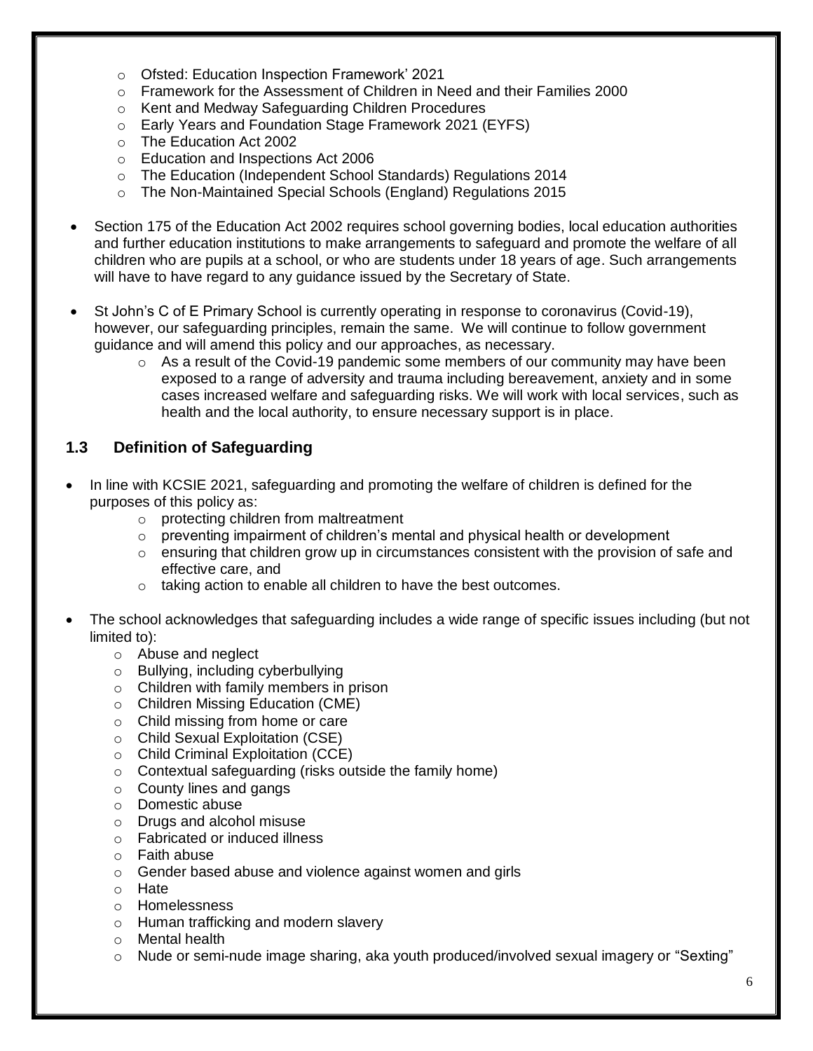- Ofsted: Education Inspection Framework' 2021
    - Framework for the Assessment of Children in Need and their Families 2000
    - Kent and Medway Safeguarding Children Procedures
    - Early Years and Foundation Stage Framework 2021 (EYFS)
    - The Education Act 2002
    - Education and Inspections Act 2006
    - The Education (Independent School Standards) Regulations 2014
    - The Non-Maintained Special Schools (England) Regulations 2015

- Section 175 of the Education Act 2002 requires school governing bodies, local education authorities and further education institutions to make arrangements to safeguard and promote the welfare of all children who are pupils at a school, or who are students under 18 years of age. Such arrangements will have to have regard to any guidance issued by the Secretary of State.

- St John's C of E Primary School is currently operating in response to coronavirus (Covid-19), however, our safeguarding principles, remain the same. We will continue to follow government guidance and will amend this policy and our approaches, as necessary.
    - As a result of the Covid-19 pandemic some members of our community may have been exposed to a range of adversity and trauma including bereavement, anxiety and in some cases increased welfare and safeguarding risks. We will work with local services, such as health and the local authority, to ensure necessary support is in place.

## 1.3 Definition of Safeguarding

- In line with KCSIE 2021, safeguarding and promoting the welfare of children is defined for the purposes of this policy as:
    - protecting children from maltreatment
    - preventing impairment of children's mental and physical health or development
    - ensuring that children grow up in circumstances consistent with the provision of safe and effective care, and
    - taking action to enable all children to have the best outcomes.

- The school acknowledges that safeguarding includes a wide range of specific issues including (but not limited to):
    - Abuse and neglect
    - Bullying, including cyberbullying
    - Children with family members in prison
    - Children Missing Education (CME)
    - Child missing from home or care
    - Child Sexual Exploitation (CSE)
    - Child Criminal Exploitation (CCE)
    - Contextual safeguarding (risks outside the family home)
    - County lines and gangs
    - Domestic abuse
    - Drugs and alcohol misuse
    - Fabricated or induced illness
    - Faith abuse
    - Gender based abuse and violence against women and girls
    - Hate
    - Homelessness
    - Human trafficking and modern slavery
    - Mental health
    - Nude or semi-nude image sharing, aka youth produced/involved sexual imagery or "Sexting"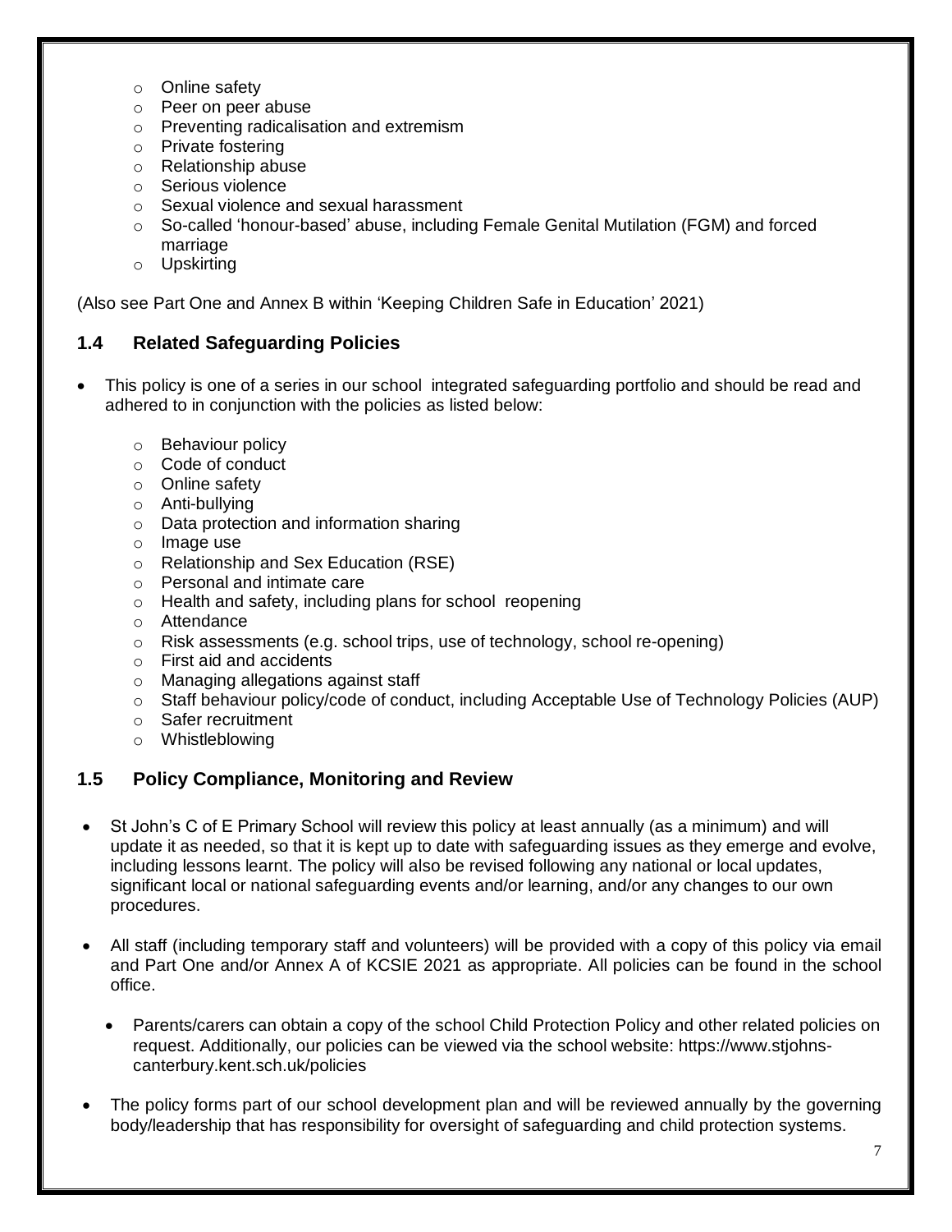- Online safety
- Peer on peer abuse
- Preventing radicalisation and extremism
- Private fostering
- Relationship abuse
- Serious violence
- Sexual violence and sexual harassment
- So-called 'honour-based' abuse, including Female Genital Mutilation (FGM) and forced marriage
- Upskirting

(Also see Part One and Annex B within 'Keeping Children Safe in Education' 2021)

## 1.4 Related Safeguarding Policies

- This policy is one of a series in our school integrated safeguarding portfolio and should be read and adhered to in conjunction with the policies as listed below:
  - Behaviour policy
  - Code of conduct
  - Online safety
  - Anti-bullying
  - Data protection and information sharing
  - Image use
  - Relationship and Sex Education (RSE)
  - Personal and intimate care
  - Health and safety, including plans for school reopening
  - Attendance
  - Risk assessments (e.g. school trips, use of technology, school re-opening)
  - First aid and accidents
  - Managing allegations against staff
  - Staff behaviour policy/code of conduct, including Acceptable Use of Technology Policies (AUP)
  - Safer recruitment
  - Whistleblowing

## 1.5 Policy Compliance, Monitoring and Review

- St John's C of E Primary School will review this policy at least annually (as a minimum) and will update it as needed, so that it is kept up to date with safeguarding issues as they emerge and evolve, including lessons learnt. The policy will also be revised following any national or local updates, significant local or national safeguarding events and/or learning, and/or any changes to our own procedures.

- All staff (including temporary staff and volunteers) will be provided with a copy of this policy via email and Part One and/or Annex A of KCSIE 2021 as appropriate. All policies can be found in the school office.

  - Parents/carers can obtain a copy of the school Child Protection Policy and other related policies on request. Additionally, our policies can be viewed via the school website: https://www.stjohns-canterbury.kent.sch.uk/policies

- The policy forms part of our school development plan and will be reviewed annually by the governing body/leadership that has responsibility for oversight of safeguarding and child protection systems.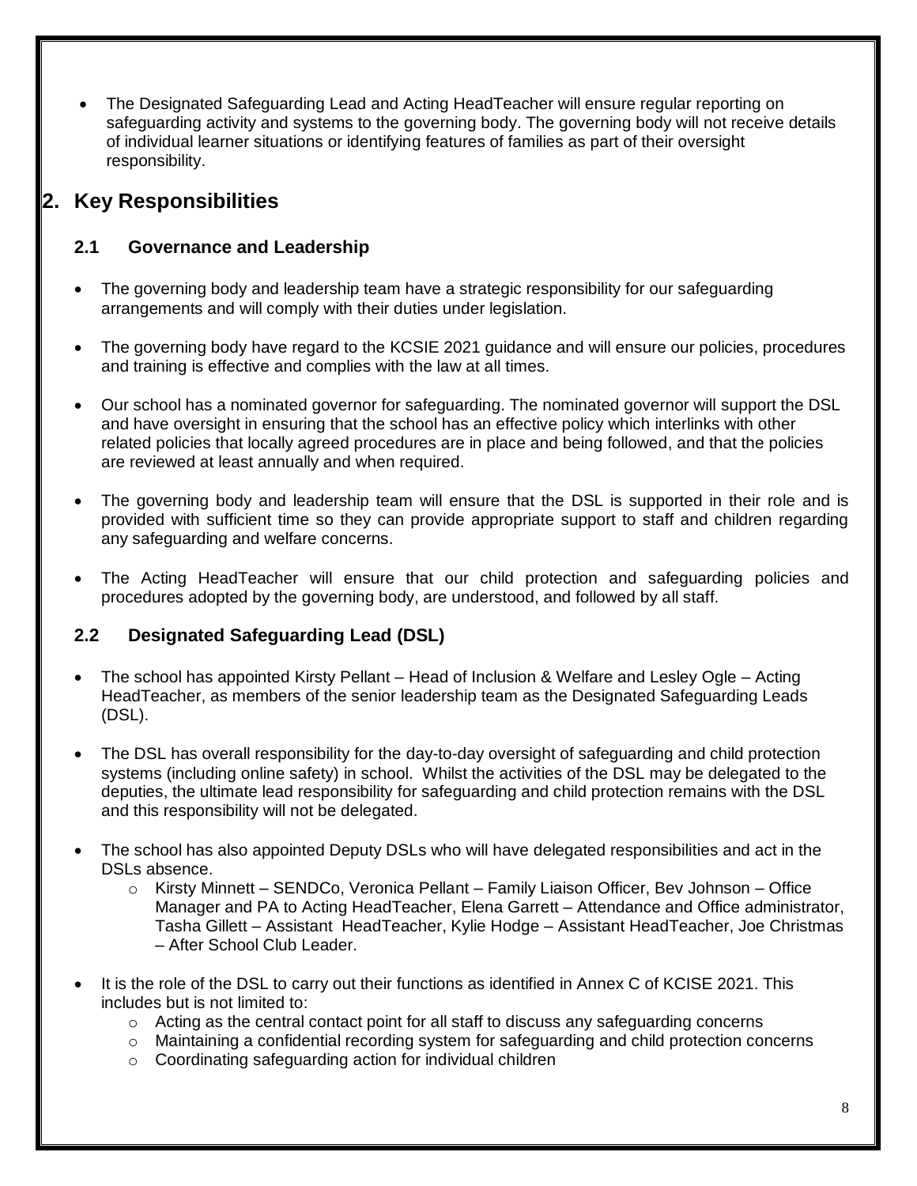- The Designated Safeguarding Lead and Acting HeadTeacher will ensure regular reporting on safeguarding activity and systems to the governing body. The governing body will not receive details of individual learner situations or identifying features of families as part of their oversight responsibility.

## 2. Key Responsibilities

### 2.1 Governance and Leadership

- The governing body and leadership team have a strategic responsibility for our safeguarding arrangements and will comply with their duties under legislation.
- The governing body have regard to the KCSIE 2021 guidance and will ensure our policies, procedures and training is effective and complies with the law at all times.
- Our school has a nominated governor for safeguarding. The nominated governor will support the DSL and have oversight in ensuring that the school has an effective policy which interlinks with other related policies that locally agreed procedures are in place and being followed, and that the policies are reviewed at least annually and when required.
- The governing body and leadership team will ensure that the DSL is supported in their role and is provided with sufficient time so they can provide appropriate support to staff and children regarding any safeguarding and welfare concerns.
- The Acting HeadTeacher will ensure that our child protection and safeguarding policies and procedures adopted by the governing body, are understood, and followed by all staff.

### 2.2 Designated Safeguarding Lead (DSL)

- The school has appointed Kirsty Pellant – Head of Inclusion & Welfare and Lesley Ogle – Acting HeadTeacher, as members of the senior leadership team as the Designated Safeguarding Leads (DSL).
- The DSL has overall responsibility for the day-to-day oversight of safeguarding and child protection systems (including online safety) in school. Whilst the activities of the DSL may be delegated to the deputies, the ultimate lead responsibility for safeguarding and child protection remains with the DSL and this responsibility will not be delegated.
- The school has also appointed Deputy DSLs who will have delegated responsibilities and act in the DSLs absence.
  - Kirsty Minnett – SENDCo, Veronica Pellant – Family Liaison Officer, Bev Johnson – Office Manager and PA to Acting HeadTeacher, Elena Garrett – Attendance and Office administrator, Tasha Gillett – Assistant HeadTeacher, Kylie Hodge – Assistant HeadTeacher, Joe Christmas – After School Club Leader.
- It is the role of the DSL to carry out their functions as identified in Annex C of KCISE 2021. This includes but is not limited to:
  - Acting as the central contact point for all staff to discuss any safeguarding concerns
  - Maintaining a confidential recording system for safeguarding and child protection concerns
  - Coordinating safeguarding action for individual children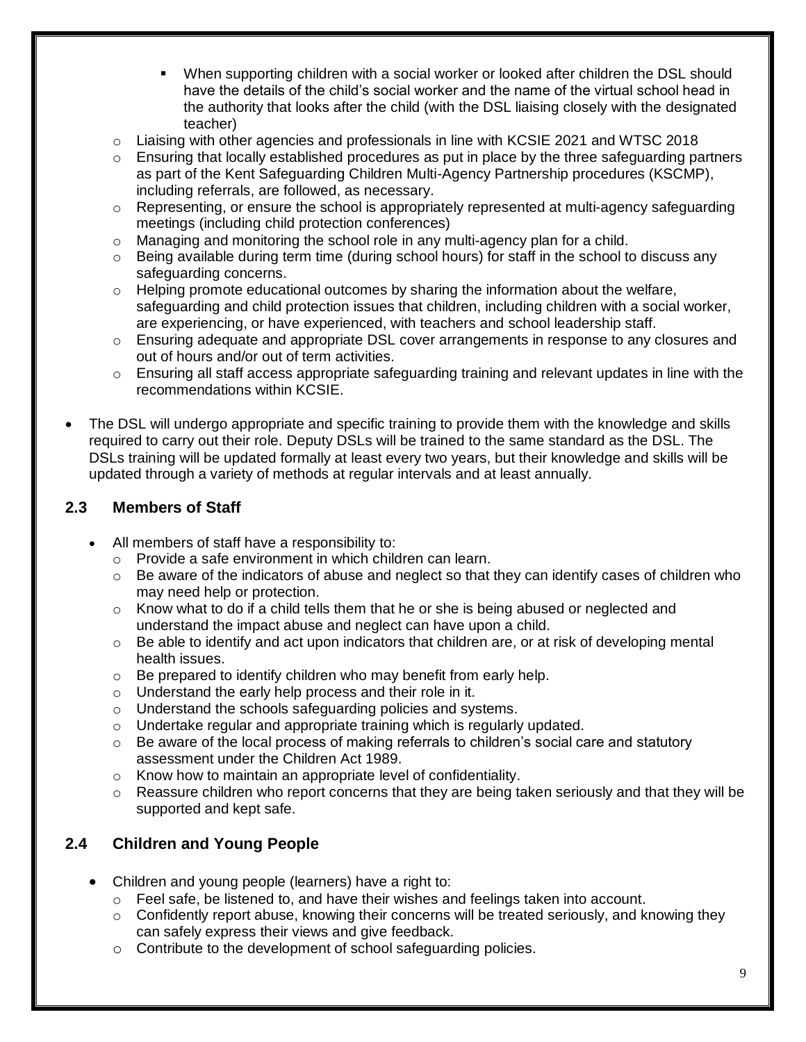- When supporting children with a social worker or looked after children the DSL should have the details of the child's social worker and the name of the virtual school head in the authority that looks after the child (with the DSL liaising closely with the designated teacher)
    - Liaising with other agencies and professionals in line with KCSIE 2021 and WTSC 2018
    - Ensuring that locally established procedures as put in place by the three safeguarding partners as part of the Kent Safeguarding Children Multi-Agency Partnership procedures (KSCMP), including referrals, are followed, as necessary.
    - Representing, or ensure the school is appropriately represented at multi-agency safeguarding meetings (including child protection conferences)
    - Managing and monitoring the school role in any multi-agency plan for a child.
    - Being available during term time (during school hours) for staff in the school to discuss any safeguarding concerns.
    - Helping promote educational outcomes by sharing the information about the welfare, safeguarding and child protection issues that children, including children with a social worker, are experiencing, or have experienced, with teachers and school leadership staff.
    - Ensuring adequate and appropriate DSL cover arrangements in response to any closures and out of hours and/or out of term activities.
    - Ensuring all staff access appropriate safeguarding training and relevant updates in line with the recommendations within KCSIE.

- The DSL will undergo appropriate and specific training to provide them with the knowledge and skills required to carry out their role. Deputy DSLs will be trained to the same standard as the DSL. The DSLs training will be updated formally at least every two years, but their knowledge and skills will be updated through a variety of methods at regular intervals and at least annually.

## 2.3 Members of Staff

- All members of staff have a responsibility to:
    - Provide a safe environment in which children can learn.
    - Be aware of the indicators of abuse and neglect so that they can identify cases of children who may need help or protection.
    - Know what to do if a child tells them that he or she is being abused or neglected and understand the impact abuse and neglect can have upon a child.
    - Be able to identify and act upon indicators that children are, or at risk of developing mental health issues.
    - Be prepared to identify children who may benefit from early help.
    - Understand the early help process and their role in it.
    - Understand the schools safeguarding policies and systems.
    - Undertake regular and appropriate training which is regularly updated.
    - Be aware of the local process of making referrals to children's social care and statutory assessment under the Children Act 1989.
    - Know how to maintain an appropriate level of confidentiality.
    - Reassure children who report concerns that they are being taken seriously and that they will be supported and kept safe.

## 2.4 Children and Young People

- Children and young people (learners) have a right to:
    - Feel safe, be listened to, and have their wishes and feelings taken into account.
    - Confidently report abuse, knowing their concerns will be treated seriously, and knowing they can safely express their views and give feedback.
    - Contribute to the development of school safeguarding policies.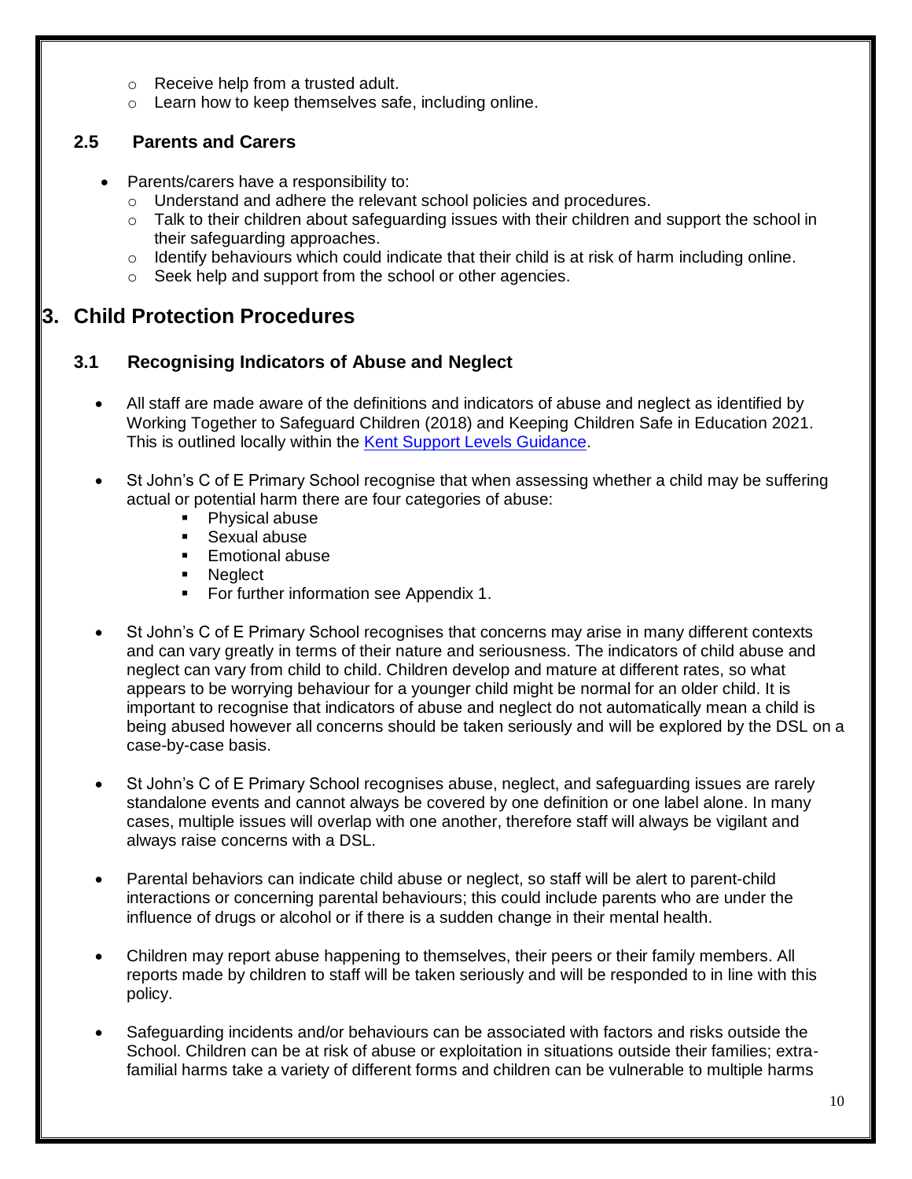- Receive help from a trusted adult.
- Learn how to keep themselves safe, including online.

### 2.5 Parents and Carers

- Parents/carers have a responsibility to:
  - Understand and adhere the relevant school policies and procedures.
  - Talk to their children about safeguarding issues with their children and support the school in their safeguarding approaches.
  - Identify behaviours which could indicate that their child is at risk of harm including online.
  - Seek help and support from the school or other agencies.

## 3. Child Protection Procedures

### 3.1 Recognising Indicators of Abuse and Neglect

- All staff are made aware of the definitions and indicators of abuse and neglect as identified by Working Together to Safeguard Children (2018) and Keeping Children Safe in Education 2021. This is outlined locally within the Kent Support Levels Guidance.

- St John's C of E Primary School recognise that when assessing whether a child may be suffering actual or potential harm there are four categories of abuse:
  - Physical abuse
  - Sexual abuse
  - Emotional abuse
  - Neglect
  - For further information see Appendix 1.

- St John's C of E Primary School recognises that concerns may arise in many different contexts and can vary greatly in terms of their nature and seriousness. The indicators of child abuse and neglect can vary from child to child. Children develop and mature at different rates, so what appears to be worrying behaviour for a younger child might be normal for an older child. It is important to recognise that indicators of abuse and neglect do not automatically mean a child is being abused however all concerns should be taken seriously and will be explored by the DSL on a case-by-case basis.

- St John's C of E Primary School recognises abuse, neglect, and safeguarding issues are rarely standalone events and cannot always be covered by one definition or one label alone. In many cases, multiple issues will overlap with one another, therefore staff will always be vigilant and always raise concerns with a DSL.

- Parental behaviors can indicate child abuse or neglect, so staff will be alert to parent-child interactions or concerning parental behaviours; this could include parents who are under the influence of drugs or alcohol or if there is a sudden change in their mental health.

- Children may report abuse happening to themselves, their peers or their family members. All reports made by children to staff will be taken seriously and will be responded to in line with this policy.

- Safeguarding incidents and/or behaviours can be associated with factors and risks outside the School. Children can be at risk of abuse or exploitation in situations outside their families; extra-familial harms take a variety of different forms and children can be vulnerable to multiple harms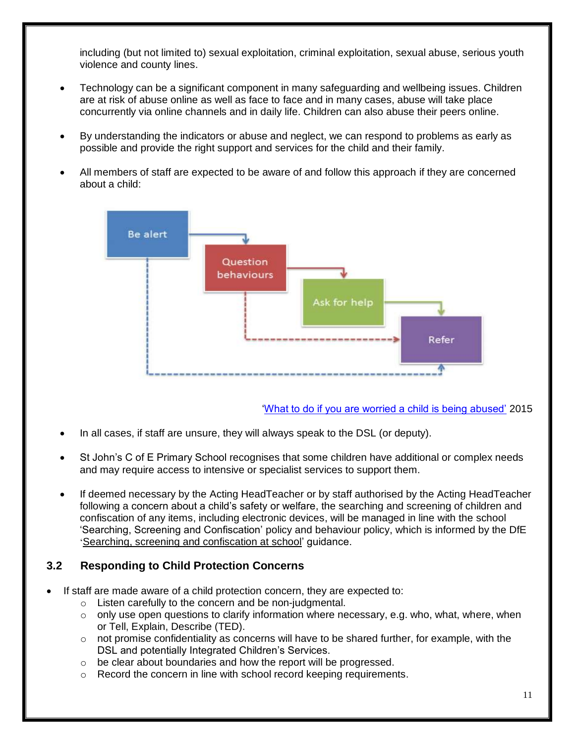including (but not limited to) sexual exploitation, criminal exploitation, sexual abuse, serious youth violence and county lines.

- Technology can be a significant component in many safeguarding and wellbeing issues. Children are at risk of abuse online as well as face to face and in many cases, abuse will take place concurrently via online channels and in daily life. Children can also abuse their peers online.

- By understanding the indicators or abuse and neglect, we can respond to problems as early as possible and provide the right support and services for the child and their family.

- All members of staff are expected to be aware of and follow this approach if they are concerned about a child:

Be alert → Question behaviours → Ask for help → Refer

'What to do if you are worried a child is being abused' 2015

- In all cases, if staff are unsure, they will always speak to the DSL (or deputy).

- St John's C of E Primary School recognises that some children have additional or complex needs and may require access to intensive or specialist services to support them.

- If deemed necessary by the Acting HeadTeacher or by staff authorised by the Acting HeadTeacher following a concern about a child's safety or welfare, the searching and screening of children and confiscation of any items, including electronic devices, will be managed in line with the school 'Searching, Screening and Confiscation' policy and behaviour policy, which is informed by the DfE 'Searching, screening and confiscation at school' guidance.

### 3.2 Responding to Child Protection Concerns

- If staff are made aware of a child protection concern, they are expected to:
  - Listen carefully to the concern and be non-judgmental.
  - only use open questions to clarify information where necessary, e.g. who, what, where, when or Tell, Explain, Describe (TED).
  - not promise confidentiality as concerns will have to be shared further, for example, with the DSL and potentially Integrated Children's Services.
  - be clear about boundaries and how the report will be progressed.
  - Record the concern in line with school record keeping requirements.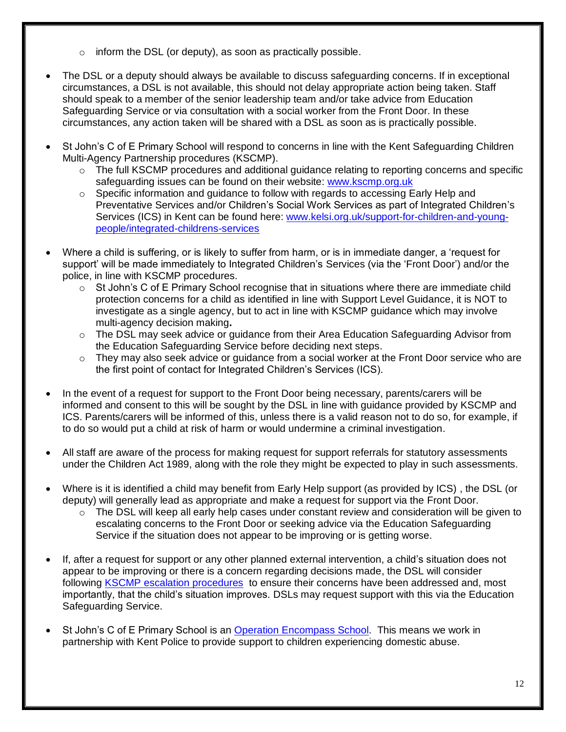- inform the DSL (or deputy), as soon as practically possible.

- The DSL or a deputy should always be available to discuss safeguarding concerns. If in exceptional circumstances, a DSL is not available, this should not delay appropriate action being taken. Staff should speak to a member of the senior leadership team and/or take advice from Education Safeguarding Service or via consultation with a social worker from the Front Door. In these circumstances, any action taken will be shared with a DSL as soon as is practically possible.

- St John's C of E Primary School will respond to concerns in line with the Kent Safeguarding Children Multi-Agency Partnership procedures (KSCMP).
    - The full KSCMP procedures and additional guidance relating to reporting concerns and specific safeguarding issues can be found on their website: [www.kscmp.org.uk](www.kscmp.org.uk)
    - Specific information and guidance to follow with regards to accessing Early Help and Preventative Services and/or Children's Social Work Services as part of Integrated Children's Services (ICS) in Kent can be found here: [www.kelsi.org.uk/support-for-children-and-young-people/integrated-childrens-services](www.kelsi.org.uk/support-for-children-and-young-people/integrated-childrens-services)

- Where a child is suffering, or is likely to suffer from harm, or is in immediate danger, a 'request for support' will be made immediately to Integrated Children's Services (via the 'Front Door') and/or the police, in line with KSCMP procedures.
    - St John's C of E Primary School recognise that in situations where there are immediate child protection concerns for a child as identified in line with Support Level Guidance, it is NOT to investigate as a single agency, but to act in line with KSCMP guidance which may involve multi-agency decision making**.**
    - The DSL may seek advice or guidance from their Area Education Safeguarding Advisor from the Education Safeguarding Service before deciding next steps.
    - They may also seek advice or guidance from a social worker at the Front Door service who are the first point of contact for Integrated Children's Services (ICS).

- In the event of a request for support to the Front Door being necessary, parents/carers will be informed and consent to this will be sought by the DSL in line with guidance provided by KSCMP and ICS. Parents/carers will be informed of this, unless there is a valid reason not to do so, for example, if to do so would put a child at risk of harm or would undermine a criminal investigation.

- All staff are aware of the process for making request for support referrals for statutory assessments under the Children Act 1989, along with the role they might be expected to play in such assessments.

- Where is it is identified a child may benefit from Early Help support (as provided by ICS) , the DSL (or deputy) will generally lead as appropriate and make a request for support via the Front Door.
    - The DSL will keep all early help cases under constant review and consideration will be given to escalating concerns to the Front Door or seeking advice via the Education Safeguarding Service if the situation does not appear to be improving or is getting worse.

- If, after a request for support or any other planned external intervention, a child's situation does not appear to be improving or there is a concern regarding decisions made, the DSL will consider following KSCMP escalation procedures to ensure their concerns have been addressed and, most importantly, that the child's situation improves. DSLs may request support with this via the Education Safeguarding Service.

- St John's C of E Primary School is an Operation Encompass School. This means we work in partnership with Kent Police to provide support to children experiencing domestic abuse.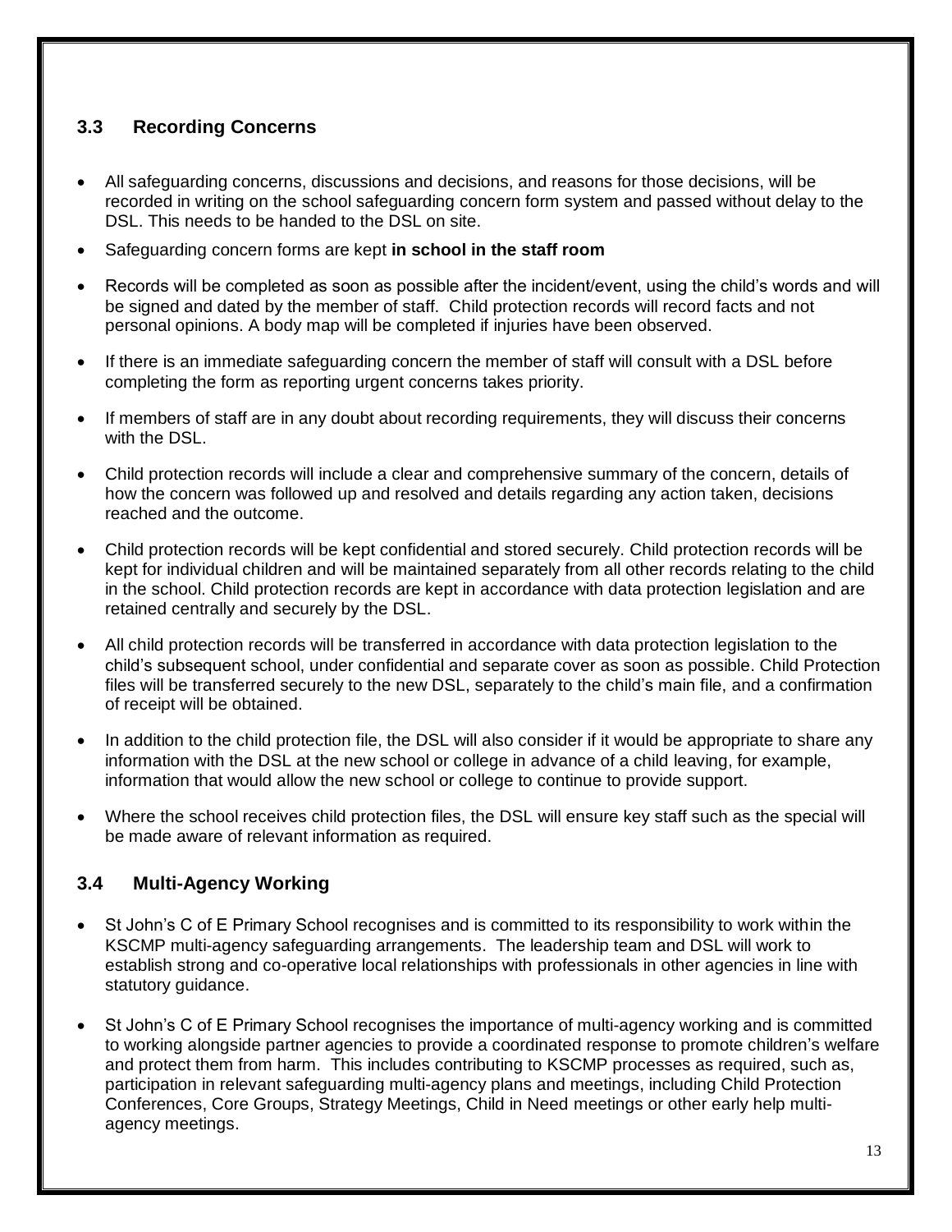### 3.3 Recording Concerns

- All safeguarding concerns, discussions and decisions, and reasons for those decisions, will be recorded in writing on the school safeguarding concern form system and passed without delay to the DSL. This needs to be handed to the DSL on site.
- Safeguarding concern forms are kept **in school in the staff room**
- Records will be completed as soon as possible after the incident/event, using the child's words and will be signed and dated by the member of staff. Child protection records will record facts and not personal opinions. A body map will be completed if injuries have been observed.
- If there is an immediate safeguarding concern the member of staff will consult with a DSL before completing the form as reporting urgent concerns takes priority.
- If members of staff are in any doubt about recording requirements, they will discuss their concerns with the DSL.
- Child protection records will include a clear and comprehensive summary of the concern, details of how the concern was followed up and resolved and details regarding any action taken, decisions reached and the outcome.
- Child protection records will be kept confidential and stored securely. Child protection records will be kept for individual children and will be maintained separately from all other records relating to the child in the school. Child protection records are kept in accordance with data protection legislation and are retained centrally and securely by the DSL.
- All child protection records will be transferred in accordance with data protection legislation to the child's subsequent school, under confidential and separate cover as soon as possible. Child Protection files will be transferred securely to the new DSL, separately to the child's main file, and a confirmation of receipt will be obtained.
- In addition to the child protection file, the DSL will also consider if it would be appropriate to share any information with the DSL at the new school or college in advance of a child leaving, for example, information that would allow the new school or college to continue to provide support.
- Where the school receives child protection files, the DSL will ensure key staff such as the special will be made aware of relevant information as required.

### 3.4 Multi-Agency Working

- St John's C of E Primary School recognises and is committed to its responsibility to work within the KSCMP multi-agency safeguarding arrangements. The leadership team and DSL will work to establish strong and co-operative local relationships with professionals in other agencies in line with statutory guidance.
- St John's C of E Primary School recognises the importance of multi-agency working and is committed to working alongside partner agencies to provide a coordinated response to promote children's welfare and protect them from harm. This includes contributing to KSCMP processes as required, such as, participation in relevant safeguarding multi-agency plans and meetings, including Child Protection Conferences, Core Groups, Strategy Meetings, Child in Need meetings or other early help multi-agency meetings.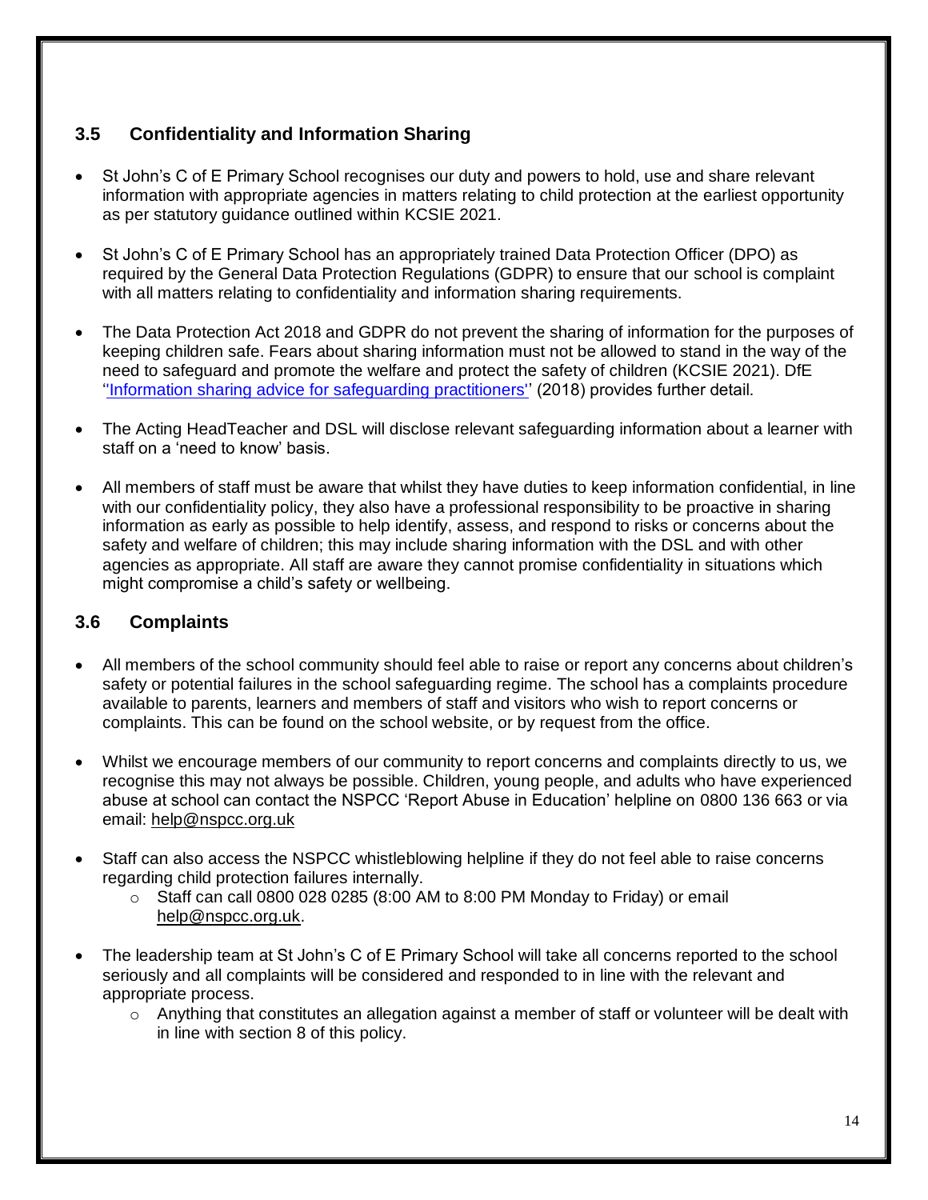### 3.5 Confidentiality and Information Sharing

- St John's C of E Primary School recognises our duty and powers to hold, use and share relevant information with appropriate agencies in matters relating to child protection at the earliest opportunity as per statutory guidance outlined within KCSIE 2021.
- St John's C of E Primary School has an appropriately trained Data Protection Officer (DPO) as required by the General Data Protection Regulations (GDPR) to ensure that our school is complaint with all matters relating to confidentiality and information sharing requirements.
- The Data Protection Act 2018 and GDPR do not prevent the sharing of information for the purposes of keeping children safe. Fears about sharing information must not be allowed to stand in the way of the need to safeguard and promote the welfare and protect the safety of children (KCSIE 2021). DfE ''Information sharing advice for safeguarding practitioners'' (2018) provides further detail.
- The Acting HeadTeacher and DSL will disclose relevant safeguarding information about a learner with staff on a 'need to know' basis.
- All members of staff must be aware that whilst they have duties to keep information confidential, in line with our confidentiality policy, they also have a professional responsibility to be proactive in sharing information as early as possible to help identify, assess, and respond to risks or concerns about the safety and welfare of children; this may include sharing information with the DSL and with other agencies as appropriate. All staff are aware they cannot promise confidentiality in situations which might compromise a child's safety or wellbeing.

### 3.6 Complaints

- All members of the school community should feel able to raise or report any concerns about children's safety or potential failures in the school safeguarding regime. The school has a complaints procedure available to parents, learners and members of staff and visitors who wish to report concerns or complaints. This can be found on the school website, or by request from the office.
- Whilst we encourage members of our community to report concerns and complaints directly to us, we recognise this may not always be possible. Children, young people, and adults who have experienced abuse at school can contact the NSPCC 'Report Abuse in Education' helpline on 0800 136 663 or via email: help@nspcc.org.uk
- Staff can also access the NSPCC whistleblowing helpline if they do not feel able to raise concerns regarding child protection failures internally.
  - Staff can call 0800 028 0285 (8:00 AM to 8:00 PM Monday to Friday) or email help@nspcc.org.uk.
- The leadership team at St John's C of E Primary School will take all concerns reported to the school seriously and all complaints will be considered and responded to in line with the relevant and appropriate process.
  - Anything that constitutes an allegation against a member of staff or volunteer will be dealt with in line with section 8 of this policy.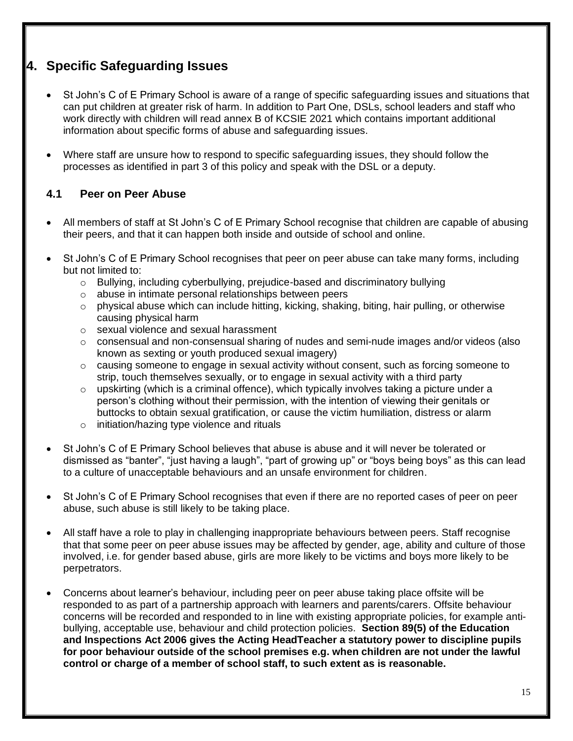## 4. Specific Safeguarding Issues

- St John's C of E Primary School is aware of a range of specific safeguarding issues and situations that can put children at greater risk of harm. In addition to Part One, DSLs, school leaders and staff who work directly with children will read annex B of KCSIE 2021 which contains important additional information about specific forms of abuse and safeguarding issues.

- Where staff are unsure how to respond to specific safeguarding issues, they should follow the processes as identified in part 3 of this policy and speak with the DSL or a deputy.

### 4.1 Peer on Peer Abuse

- All members of staff at St John's C of E Primary School recognise that children are capable of abusing their peers, and that it can happen both inside and outside of school and online.

- St John's C of E Primary School recognises that peer on peer abuse can take many forms, including but not limited to:
  - Bullying, including cyberbullying, prejudice-based and discriminatory bullying
  - abuse in intimate personal relationships between peers
  - physical abuse which can include hitting, kicking, shaking, biting, hair pulling, or otherwise causing physical harm
  - sexual violence and sexual harassment
  - consensual and non-consensual sharing of nudes and semi-nude images and/or videos (also known as sexting or youth produced sexual imagery)
  - causing someone to engage in sexual activity without consent, such as forcing someone to strip, touch themselves sexually, or to engage in sexual activity with a third party
  - upskirting (which is a criminal offence), which typically involves taking a picture under a person's clothing without their permission, with the intention of viewing their genitals or buttocks to obtain sexual gratification, or cause the victim humiliation, distress or alarm
  - initiation/hazing type violence and rituals

- St John's C of E Primary School believes that abuse is abuse and it will never be tolerated or dismissed as "banter", "just having a laugh", "part of growing up" or "boys being boys" as this can lead to a culture of unacceptable behaviours and an unsafe environment for children.

- St John's C of E Primary School recognises that even if there are no reported cases of peer on peer abuse, such abuse is still likely to be taking place.

- All staff have a role to play in challenging inappropriate behaviours between peers. Staff recognise that that some peer on peer abuse issues may be affected by gender, age, ability and culture of those involved, i.e. for gender based abuse, girls are more likely to be victims and boys more likely to be perpetrators.

- Concerns about learner's behaviour, including peer on peer abuse taking place offsite will be responded to as part of a partnership approach with learners and parents/carers. Offsite behaviour concerns will be recorded and responded to in line with existing appropriate policies, for example anti-bullying, acceptable use, behaviour and child protection policies. **Section 89(5) of the Education and Inspections Act 2006 gives the Acting HeadTeacher a statutory power to discipline pupils for poor behaviour outside of the school premises e.g. when children are not under the lawful control or charge of a member of school staff, to such extent as is reasonable.**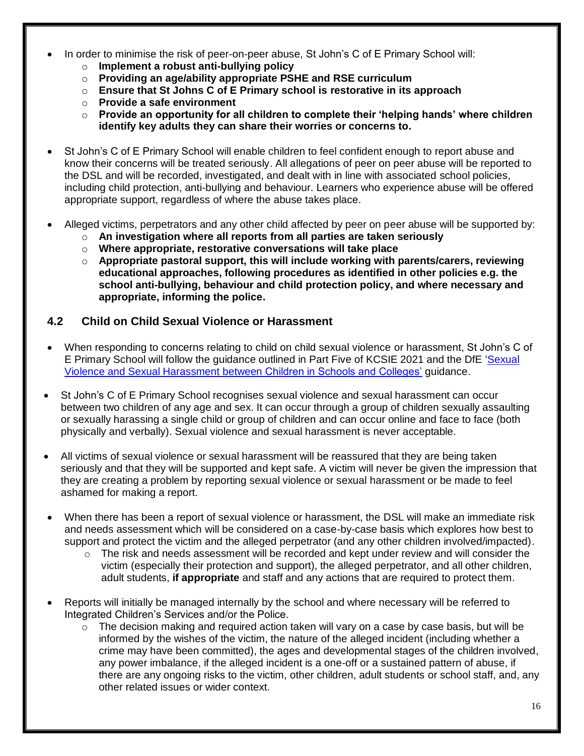- In order to minimise the risk of peer-on-peer abuse, St John's C of E Primary School will:
  - **Implement a robust anti-bullying policy**
  - **Providing an age/ability appropriate PSHE and RSE curriculum**
  - **Ensure that St Johns C of E Primary school is restorative in its approach**
  - **Provide a safe environment**
  - **Provide an opportunity for all children to complete their 'helping hands' where children identify key adults they can share their worries or concerns to.**

- St John's C of E Primary School will enable children to feel confident enough to report abuse and know their concerns will be treated seriously. All allegations of peer on peer abuse will be reported to the DSL and will be recorded, investigated, and dealt with in line with associated school policies, including child protection, anti-bullying and behaviour. Learners who experience abuse will be offered appropriate support, regardless of where the abuse takes place.

- Alleged victims, perpetrators and any other child affected by peer on peer abuse will be supported by:
  - **An investigation where all reports from all parties are taken seriously**
  - **Where appropriate, restorative conversations will take place**
  - **Appropriate pastoral support, this will include working with parents/carers, reviewing educational approaches, following procedures as identified in other policies e.g. the school anti-bullying, behaviour and child protection policy, and where necessary and appropriate, informing the police.**

## 4.2 Child on Child Sexual Violence or Harassment

- When responding to concerns relating to child on child sexual violence or harassment, St John's C of E Primary School will follow the guidance outlined in Part Five of KCSIE 2021 and the DfE 'Sexual Violence and Sexual Harassment between Children in Schools and Colleges' guidance.

- St John's C of E Primary School recognises sexual violence and sexual harassment can occur between two children of any age and sex. It can occur through a group of children sexually assaulting or sexually harassing a single child or group of children and can occur online and face to face (both physically and verbally). Sexual violence and sexual harassment is never acceptable.

- All victims of sexual violence or sexual harassment will be reassured that they are being taken seriously and that they will be supported and kept safe. A victim will never be given the impression that they are creating a problem by reporting sexual violence or sexual harassment or be made to feel ashamed for making a report.

- When there has been a report of sexual violence or harassment, the DSL will make an immediate risk and needs assessment which will be considered on a case-by-case basis which explores how best to support and protect the victim and the alleged perpetrator (and any other children involved/impacted).
  - The risk and needs assessment will be recorded and kept under review and will consider the victim (especially their protection and support), the alleged perpetrator, and all other children, adult students, **if appropriate** and staff and any actions that are required to protect them.

- Reports will initially be managed internally by the school and where necessary will be referred to Integrated Children's Services and/or the Police.
  - The decision making and required action taken will vary on a case by case basis, but will be informed by the wishes of the victim, the nature of the alleged incident (including whether a crime may have been committed), the ages and developmental stages of the children involved, any power imbalance, if the alleged incident is a one-off or a sustained pattern of abuse, if there are any ongoing risks to the victim, other children, adult students or school staff, and, any other related issues or wider context.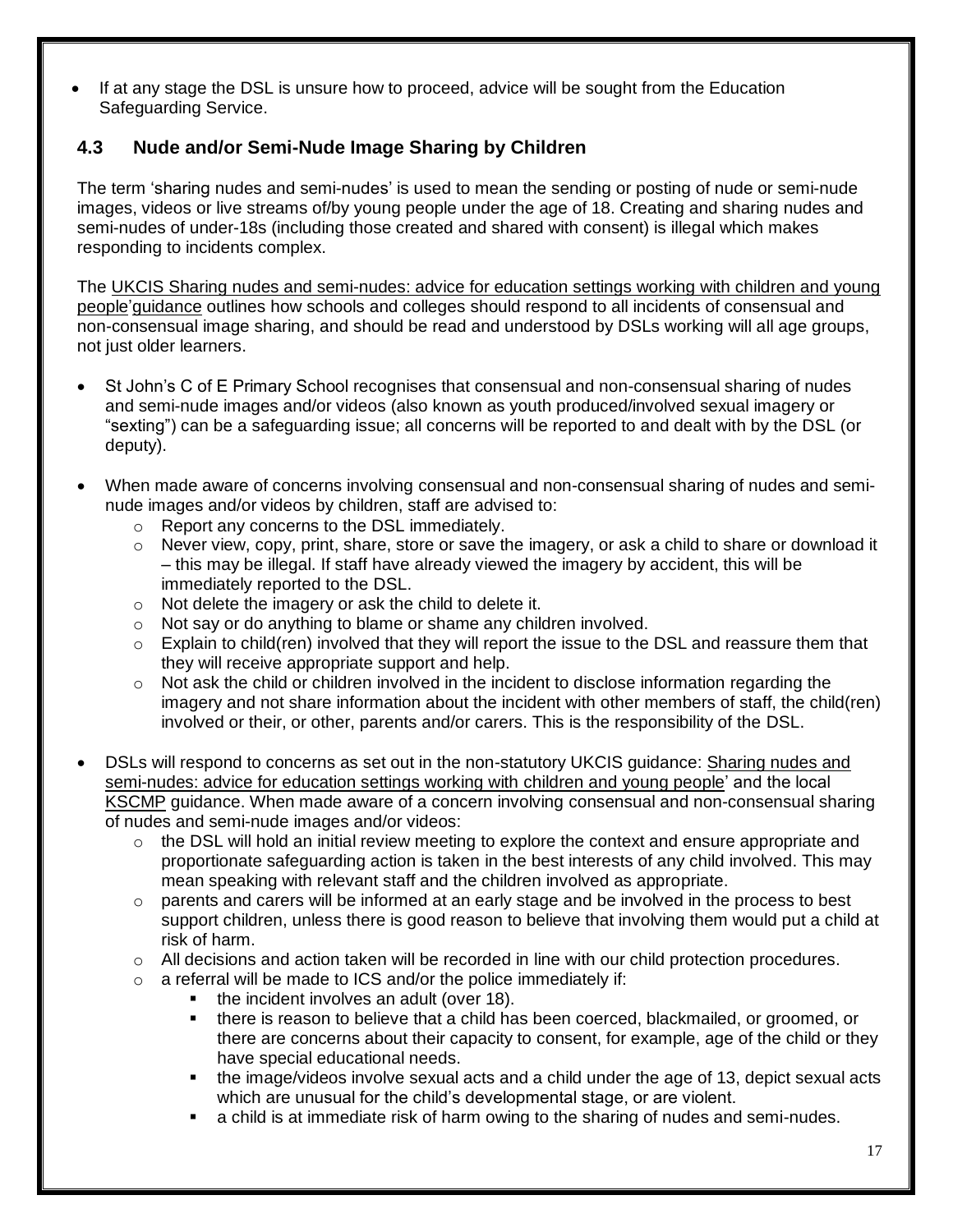- If at any stage the DSL is unsure how to proceed, advice will be sought from the Education Safeguarding Service.

### 4.3 Nude and/or Semi-Nude Image Sharing by Children

The term 'sharing nudes and semi-nudes' is used to mean the sending or posting of nude or semi-nude images, videos or live streams of/by young people under the age of 18. Creating and sharing nudes and semi-nudes of under-18s (including those created and shared with consent) is illegal which makes responding to incidents complex.

The UKCIS Sharing nudes and semi-nudes: advice for education settings working with children and young people'guidance outlines how schools and colleges should respond to all incidents of consensual and non-consensual image sharing, and should be read and understood by DSLs working will all age groups, not just older learners.

- St John's C of E Primary School recognises that consensual and non-consensual sharing of nudes and semi-nude images and/or videos (also known as youth produced/involved sexual imagery or "sexting") can be a safeguarding issue; all concerns will be reported to and dealt with by the DSL (or deputy).

- When made aware of concerns involving consensual and non-consensual sharing of nudes and semi-nude images and/or videos by children, staff are advised to:
  - Report any concerns to the DSL immediately.
  - Never view, copy, print, share, store or save the imagery, or ask a child to share or download it – this may be illegal. If staff have already viewed the imagery by accident, this will be immediately reported to the DSL.
  - Not delete the imagery or ask the child to delete it.
  - Not say or do anything to blame or shame any children involved.
  - Explain to child(ren) involved that they will report the issue to the DSL and reassure them that they will receive appropriate support and help.
  - Not ask the child or children involved in the incident to disclose information regarding the imagery and not share information about the incident with other members of staff, the child(ren) involved or their, or other, parents and/or carers. This is the responsibility of the DSL.

- DSLs will respond to concerns as set out in the non-statutory UKCIS guidance: Sharing nudes and semi-nudes: advice for education settings working with children and young people' and the local KSCMP guidance. When made aware of a concern involving consensual and non-consensual sharing of nudes and semi-nude images and/or videos:
  - the DSL will hold an initial review meeting to explore the context and ensure appropriate and proportionate safeguarding action is taken in the best interests of any child involved. This may mean speaking with relevant staff and the children involved as appropriate.
  - parents and carers will be informed at an early stage and be involved in the process to best support children, unless there is good reason to believe that involving them would put a child at risk of harm.
  - All decisions and action taken will be recorded in line with our child protection procedures.
  - a referral will be made to ICS and/or the police immediately if:
    - the incident involves an adult (over 18).
    - there is reason to believe that a child has been coerced, blackmailed, or groomed, or there are concerns about their capacity to consent, for example, age of the child or they have special educational needs.
    - the image/videos involve sexual acts and a child under the age of 13, depict sexual acts which are unusual for the child's developmental stage, or are violent.
    - a child is at immediate risk of harm owing to the sharing of nudes and semi-nudes.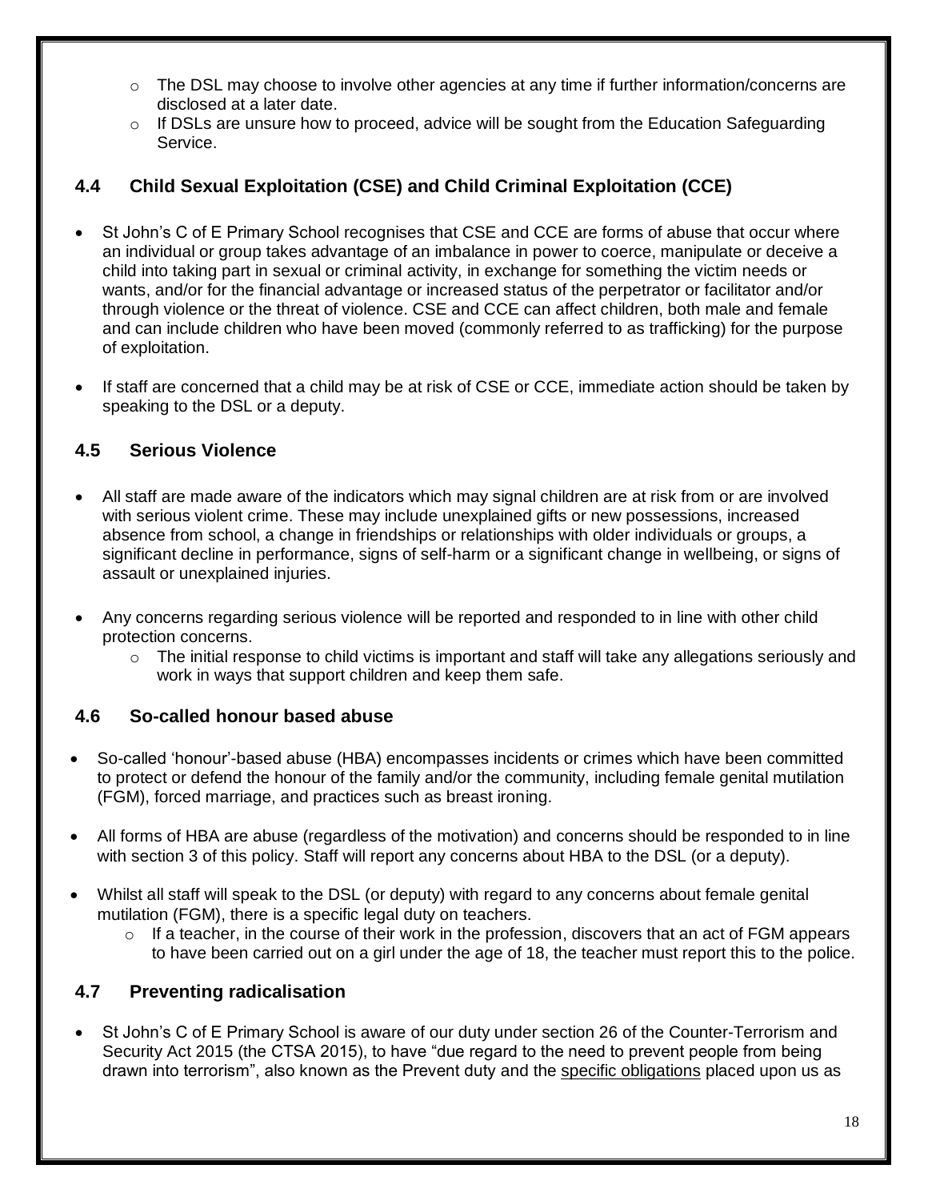- The DSL may choose to involve other agencies at any time if further information/concerns are disclosed at a later date.
- If DSLs are unsure how to proceed, advice will be sought from the Education Safeguarding Service.

## 4.4 Child Sexual Exploitation (CSE) and Child Criminal Exploitation (CCE)

- St John's C of E Primary School recognises that CSE and CCE are forms of abuse that occur where an individual or group takes advantage of an imbalance in power to coerce, manipulate or deceive a child into taking part in sexual or criminal activity, in exchange for something the victim needs or wants, and/or for the financial advantage or increased status of the perpetrator or facilitator and/or through violence or the threat of violence. CSE and CCE can affect children, both male and female and can include children who have been moved (commonly referred to as trafficking) for the purpose of exploitation.

- If staff are concerned that a child may be at risk of CSE or CCE, immediate action should be taken by speaking to the DSL or a deputy.

## 4.5 Serious Violence

- All staff are made aware of the indicators which may signal children are at risk from or are involved with serious violent crime. These may include unexplained gifts or new possessions, increased absence from school, a change in friendships or relationships with older individuals or groups, a significant decline in performance, signs of self-harm or a significant change in wellbeing, or signs of assault or unexplained injuries.

- Any concerns regarding serious violence will be reported and responded to in line with other child protection concerns.
  - The initial response to child victims is important and staff will take any allegations seriously and work in ways that support children and keep them safe.

## 4.6 So-called honour based abuse

- So-called 'honour'-based abuse (HBA) encompasses incidents or crimes which have been committed to protect or defend the honour of the family and/or the community, including female genital mutilation (FGM), forced marriage, and practices such as breast ironing.

- All forms of HBA are abuse (regardless of the motivation) and concerns should be responded to in line with section 3 of this policy. Staff will report any concerns about HBA to the DSL (or a deputy).

- Whilst all staff will speak to the DSL (or deputy) with regard to any concerns about female genital mutilation (FGM), there is a specific legal duty on teachers.
  - If a teacher, in the course of their work in the profession, discovers that an act of FGM appears to have been carried out on a girl under the age of 18, the teacher must report this to the police.

## 4.7 Preventing radicalisation

- St John's C of E Primary School is aware of our duty under section 26 of the Counter-Terrorism and Security Act 2015 (the CTSA 2015), to have "due regard to the need to prevent people from being drawn into terrorism", also known as the Prevent duty and the specific obligations placed upon us as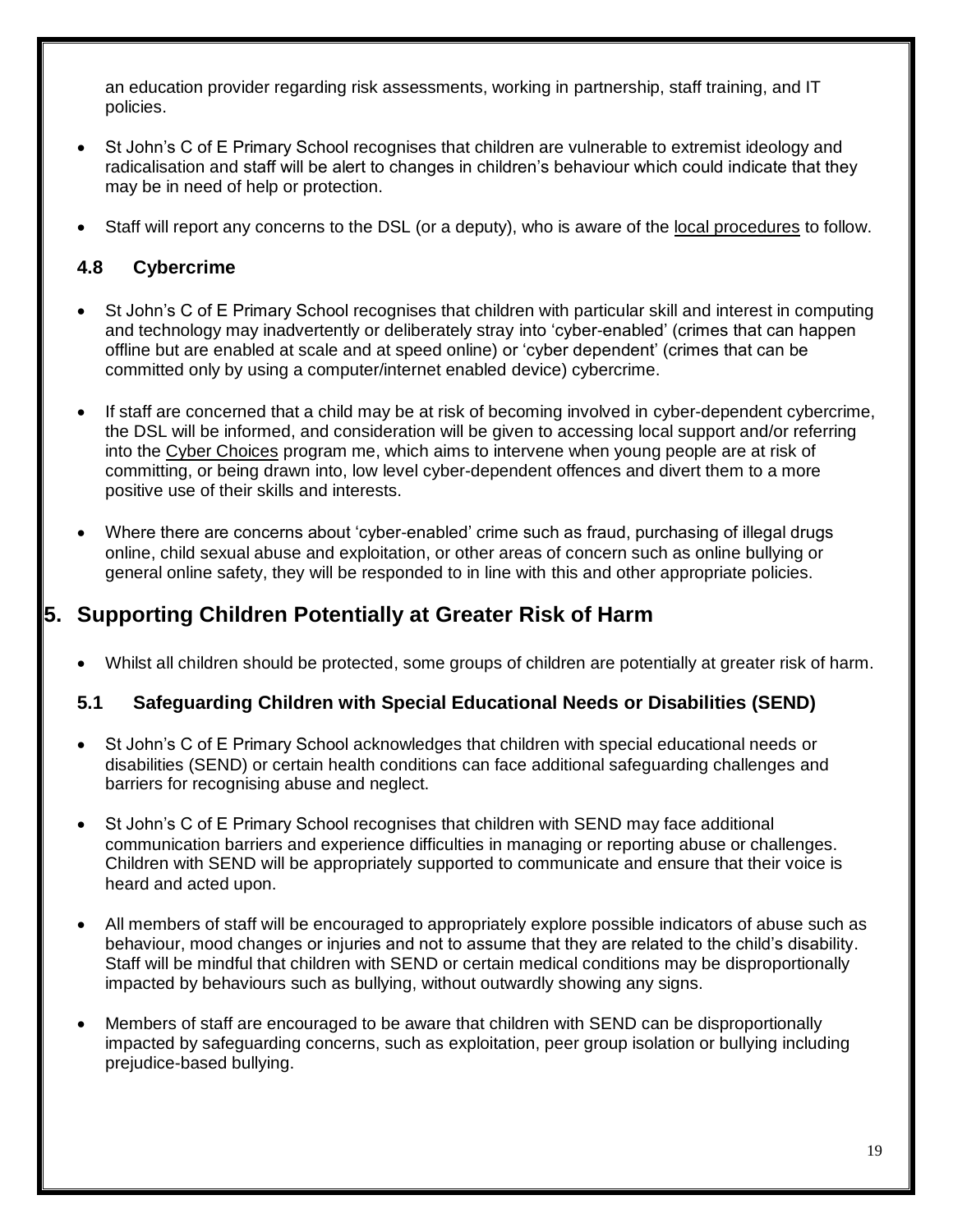an education provider regarding risk assessments, working in partnership, staff training, and IT policies.

- St John's C of E Primary School recognises that children are vulnerable to extremist ideology and radicalisation and staff will be alert to changes in children's behaviour which could indicate that they may be in need of help or protection.
- Staff will report any concerns to the DSL (or a deputy), who is aware of the local procedures to follow.

### 4.8 Cybercrime

- St John's C of E Primary School recognises that children with particular skill and interest in computing and technology may inadvertently or deliberately stray into 'cyber-enabled' (crimes that can happen offline but are enabled at scale and at speed online) or 'cyber dependent' (crimes that can be committed only by using a computer/internet enabled device) cybercrime.
- If staff are concerned that a child may be at risk of becoming involved in cyber-dependent cybercrime, the DSL will be informed, and consideration will be given to accessing local support and/or referring into the Cyber Choices program me, which aims to intervene when young people are at risk of committing, or being drawn into, low level cyber-dependent offences and divert them to a more positive use of their skills and interests.
- Where there are concerns about 'cyber-enabled' crime such as fraud, purchasing of illegal drugs online, child sexual abuse and exploitation, or other areas of concern such as online bullying or general online safety, they will be responded to in line with this and other appropriate policies.

## 5. Supporting Children Potentially at Greater Risk of Harm

- Whilst all children should be protected, some groups of children are potentially at greater risk of harm.

### 5.1 Safeguarding Children with Special Educational Needs or Disabilities (SEND)

- St John's C of E Primary School acknowledges that children with special educational needs or disabilities (SEND) or certain health conditions can face additional safeguarding challenges and barriers for recognising abuse and neglect.
- St John's C of E Primary School recognises that children with SEND may face additional communication barriers and experience difficulties in managing or reporting abuse or challenges. Children with SEND will be appropriately supported to communicate and ensure that their voice is heard and acted upon.
- All members of staff will be encouraged to appropriately explore possible indicators of abuse such as behaviour, mood changes or injuries and not to assume that they are related to the child's disability. Staff will be mindful that children with SEND or certain medical conditions may be disproportionally impacted by behaviours such as bullying, without outwardly showing any signs.
- Members of staff are encouraged to be aware that children with SEND can be disproportionally impacted by safeguarding concerns, such as exploitation, peer group isolation or bullying including prejudice-based bullying.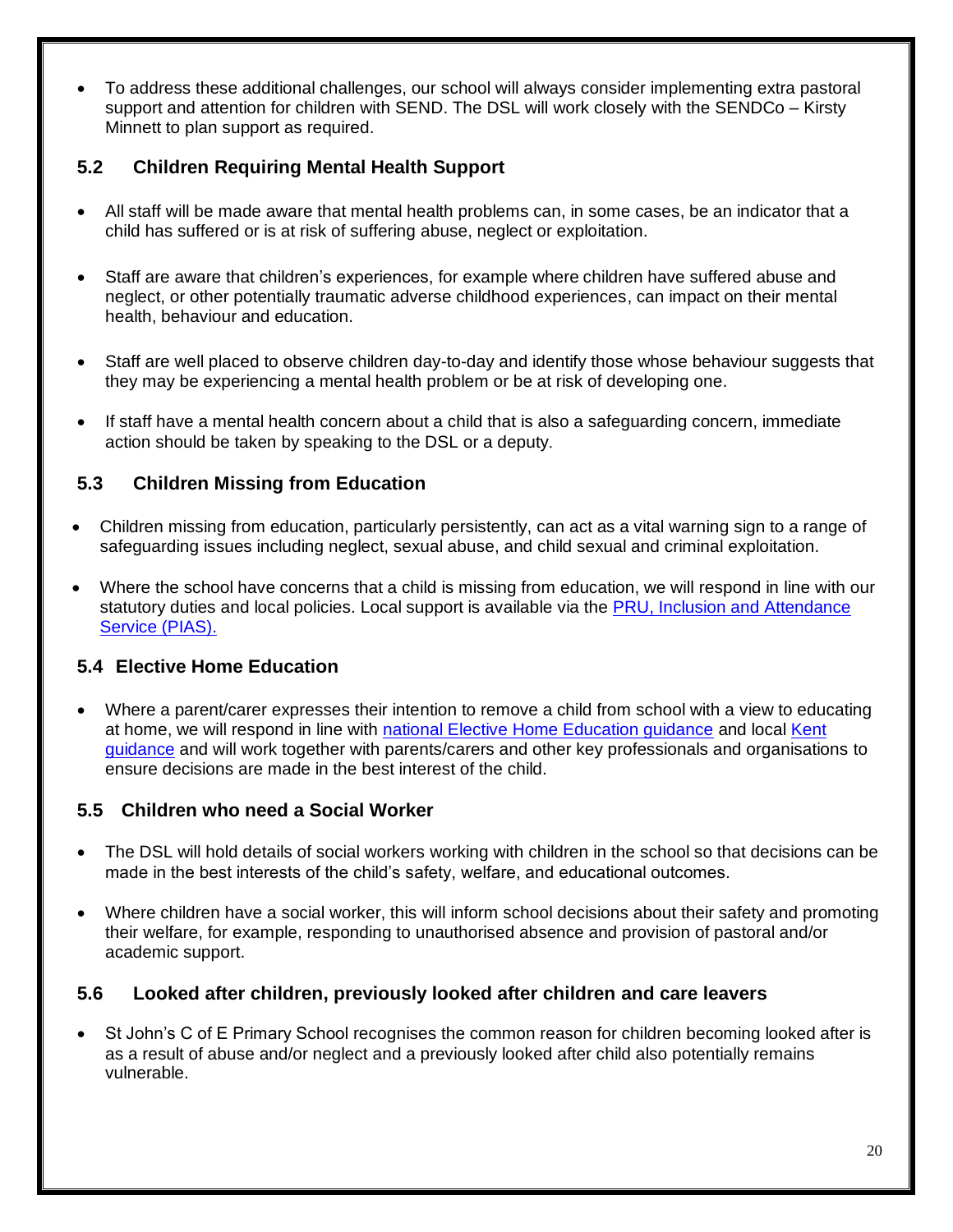- To address these additional challenges, our school will always consider implementing extra pastoral support and attention for children with SEND. The DSL will work closely with the SENDCo – Kirsty Minnett to plan support as required.

### 5.2 Children Requiring Mental Health Support

- All staff will be made aware that mental health problems can, in some cases, be an indicator that a child has suffered or is at risk of suffering abuse, neglect or exploitation.

- Staff are aware that children's experiences, for example where children have suffered abuse and neglect, or other potentially traumatic adverse childhood experiences, can impact on their mental health, behaviour and education.

- Staff are well placed to observe children day-to-day and identify those whose behaviour suggests that they may be experiencing a mental health problem or be at risk of developing one.

- If staff have a mental health concern about a child that is also a safeguarding concern, immediate action should be taken by speaking to the DSL or a deputy.

### 5.3 Children Missing from Education

- Children missing from education, particularly persistently, can act as a vital warning sign to a range of safeguarding issues including neglect, sexual abuse, and child sexual and criminal exploitation.

- Where the school have concerns that a child is missing from education, we will respond in line with our statutory duties and local policies. Local support is available via the PRU, Inclusion and Attendance Service (PIAS).

### 5.4 Elective Home Education

- Where a parent/carer expresses their intention to remove a child from school with a view to educating at home, we will respond in line with national Elective Home Education guidance and local Kent guidance and will work together with parents/carers and other key professionals and organisations to ensure decisions are made in the best interest of the child.

### 5.5 Children who need a Social Worker

- The DSL will hold details of social workers working with children in the school so that decisions can be made in the best interests of the child's safety, welfare, and educational outcomes.

- Where children have a social worker, this will inform school decisions about their safety and promoting their welfare, for example, responding to unauthorised absence and provision of pastoral and/or academic support.

### 5.6 Looked after children, previously looked after children and care leavers

- St John's C of E Primary School recognises the common reason for children becoming looked after is as a result of abuse and/or neglect and a previously looked after child also potentially remains vulnerable.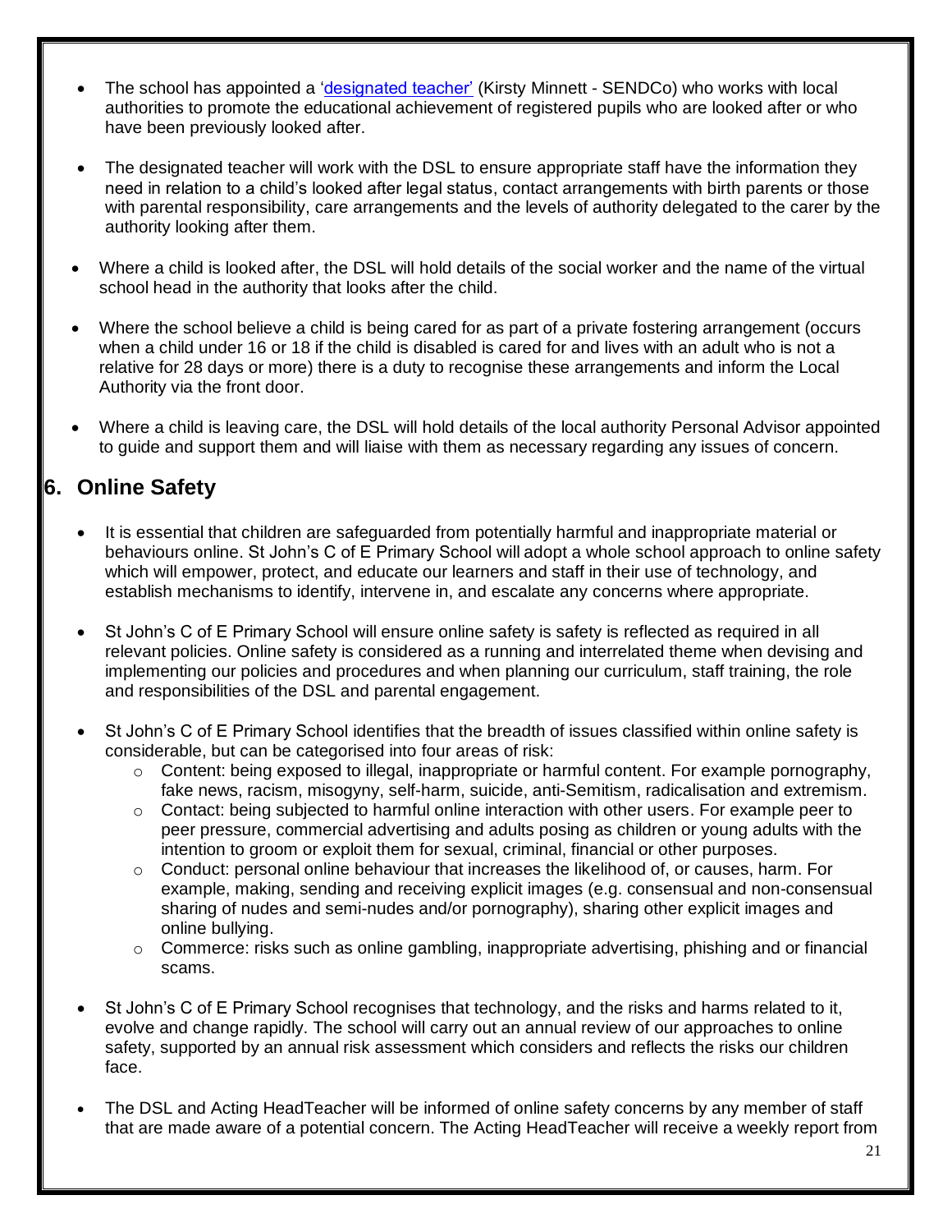- The school has appointed a ['designated teacher'](#) (Kirsty Minnett - SENDCo) who works with local authorities to promote the educational achievement of registered pupils who are looked after or who have been previously looked after.

- The designated teacher will work with the DSL to ensure appropriate staff have the information they need in relation to a child's looked after legal status, contact arrangements with birth parents or those with parental responsibility, care arrangements and the levels of authority delegated to the carer by the authority looking after them.

- Where a child is looked after, the DSL will hold details of the social worker and the name of the virtual school head in the authority that looks after the child.

- Where the school believe a child is being cared for as part of a private fostering arrangement (occurs when a child under 16 or 18 if the child is disabled is cared for and lives with an adult who is not a relative for 28 days or more) there is a duty to recognise these arrangements and inform the Local Authority via the front door.

- Where a child is leaving care, the DSL will hold details of the local authority Personal Advisor appointed to guide and support them and will liaise with them as necessary regarding any issues of concern.

## 6. Online Safety

- It is essential that children are safeguarded from potentially harmful and inappropriate material or behaviours online. St John's C of E Primary School will adopt a whole school approach to online safety which will empower, protect, and educate our learners and staff in their use of technology, and establish mechanisms to identify, intervene in, and escalate any concerns where appropriate.

- St John's C of E Primary School will ensure online safety is safety is reflected as required in all relevant policies. Online safety is considered as a running and interrelated theme when devising and implementing our policies and procedures and when planning our curriculum, staff training, the role and responsibilities of the DSL and parental engagement.

- St John's C of E Primary School identifies that the breadth of issues classified within online safety is considerable, but can be categorised into four areas of risk:
    - Content: being exposed to illegal, inappropriate or harmful content. For example pornography, fake news, racism, misogyny, self-harm, suicide, anti-Semitism, radicalisation and extremism.
    - Contact: being subjected to harmful online interaction with other users. For example peer to peer pressure, commercial advertising and adults posing as children or young adults with the intention to groom or exploit them for sexual, criminal, financial or other purposes.
    - Conduct: personal online behaviour that increases the likelihood of, or causes, harm. For example, making, sending and receiving explicit images (e.g. consensual and non-consensual sharing of nudes and semi-nudes and/or pornography), sharing other explicit images and online bullying.
    - Commerce: risks such as online gambling, inappropriate advertising, phishing and or financial scams.

- St John's C of E Primary School recognises that technology, and the risks and harms related to it, evolve and change rapidly. The school will carry out an annual review of our approaches to online safety, supported by an annual risk assessment which considers and reflects the risks our children face.

- The DSL and Acting HeadTeacher will be informed of online safety concerns by any member of staff that are made aware of a potential concern. The Acting HeadTeacher will receive a weekly report from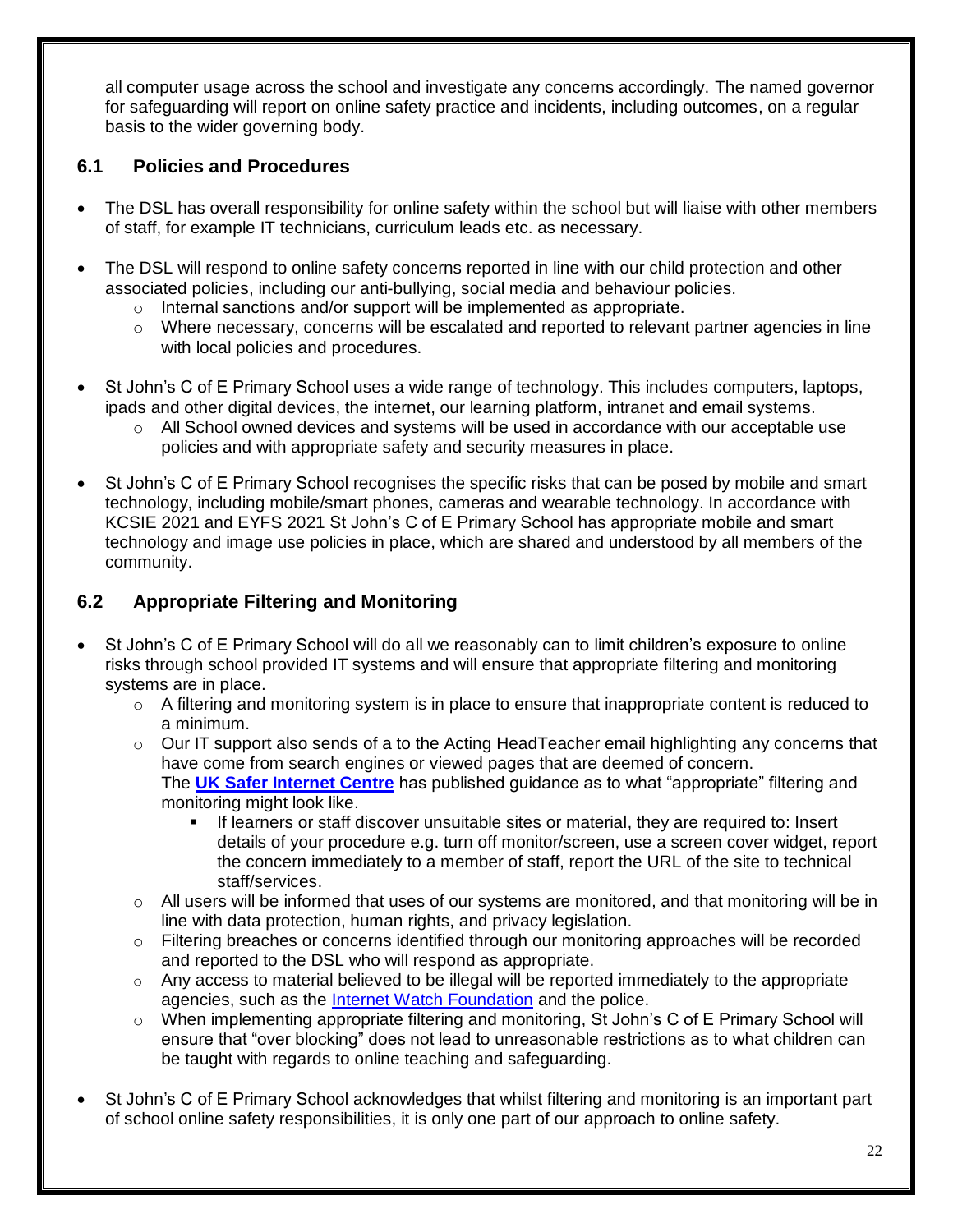all computer usage across the school and investigate any concerns accordingly. The named governor for safeguarding will report on online safety practice and incidents, including outcomes, on a regular basis to the wider governing body.

### 6.1 Policies and Procedures

- The DSL has overall responsibility for online safety within the school but will liaise with other members of staff, for example IT technicians, curriculum leads etc. as necessary.
- The DSL will respond to online safety concerns reported in line with our child protection and other associated policies, including our anti-bullying, social media and behaviour policies.
  - Internal sanctions and/or support will be implemented as appropriate.
  - Where necessary, concerns will be escalated and reported to relevant partner agencies in line with local policies and procedures.
- St John's C of E Primary School uses a wide range of technology. This includes computers, laptops, ipads and other digital devices, the internet, our learning platform, intranet and email systems.
  - All School owned devices and systems will be used in accordance with our acceptable use policies and with appropriate safety and security measures in place.
- St John's C of E Primary School recognises the specific risks that can be posed by mobile and smart technology, including mobile/smart phones, cameras and wearable technology. In accordance with KCSIE 2021 and EYFS 2021 St John's C of E Primary School has appropriate mobile and smart technology and image use policies in place, which are shared and understood by all members of the community.

### 6.2 Appropriate Filtering and Monitoring

- St John's C of E Primary School will do all we reasonably can to limit children's exposure to online risks through school provided IT systems and will ensure that appropriate filtering and monitoring systems are in place.
  - A filtering and monitoring system is in place to ensure that inappropriate content is reduced to a minimum.
  - Our IT support also sends of a to the Acting HeadTeacher email highlighting any concerns that have come from search engines or viewed pages that are deemed of concern.
    The **UK Safer Internet Centre** has published guidance as to what "appropriate" filtering and monitoring might look like.
    - If learners or staff discover unsuitable sites or material, they are required to: Insert details of your procedure e.g. turn off monitor/screen, use a screen cover widget, report the concern immediately to a member of staff, report the URL of the site to technical staff/services.
  - All users will be informed that uses of our systems are monitored, and that monitoring will be in line with data protection, human rights, and privacy legislation.
  - Filtering breaches or concerns identified through our monitoring approaches will be recorded and reported to the DSL who will respond as appropriate.
  - Any access to material believed to be illegal will be reported immediately to the appropriate agencies, such as the Internet Watch Foundation and the police.
  - When implementing appropriate filtering and monitoring, St John's C of E Primary School will ensure that "over blocking" does not lead to unreasonable restrictions as to what children can be taught with regards to online teaching and safeguarding.
- St John's C of E Primary School acknowledges that whilst filtering and monitoring is an important part of school online safety responsibilities, it is only one part of our approach to online safety.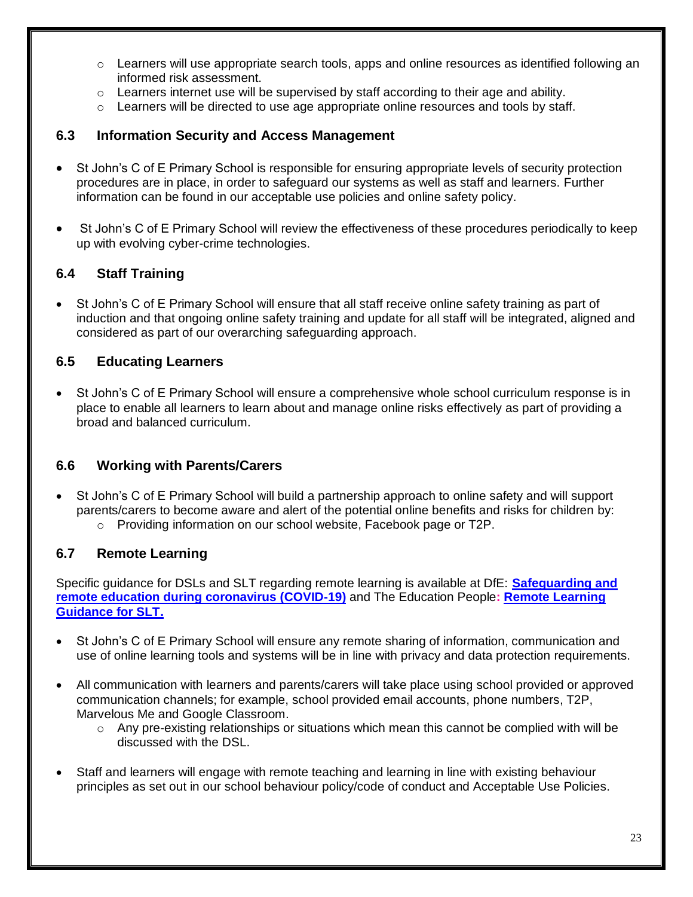- Learners will use appropriate search tools, apps and online resources as identified following an informed risk assessment.
- Learners internet use will be supervised by staff according to their age and ability.
- Learners will be directed to use age appropriate online resources and tools by staff.

### 6.3 Information Security and Access Management

- St John's C of E Primary School is responsible for ensuring appropriate levels of security protection procedures are in place, in order to safeguard our systems as well as staff and learners. Further information can be found in our acceptable use policies and online safety policy.
- St John's C of E Primary School will review the effectiveness of these procedures periodically to keep up with evolving cyber-crime technologies.

### 6.4 Staff Training

- St John's C of E Primary School will ensure that all staff receive online safety training as part of induction and that ongoing online safety training and update for all staff will be integrated, aligned and considered as part of our overarching safeguarding approach.

### 6.5 Educating Learners

- St John's C of E Primary School will ensure a comprehensive whole school curriculum response is in place to enable all learners to learn about and manage online risks effectively as part of providing a broad and balanced curriculum.

### 6.6 Working with Parents/Carers

- St John's C of E Primary School will build a partnership approach to online safety and will support parents/carers to become aware and alert of the potential online benefits and risks for children by:
  - Providing information on our school website, Facebook page or T2P.

### 6.7 Remote Learning

Specific guidance for DSLs and SLT regarding remote learning is available at DfE: **Safeguarding and remote education during coronavirus (COVID-19)** and The Education People**: Remote Learning Guidance for SLT.**

- St John's C of E Primary School will ensure any remote sharing of information, communication and use of online learning tools and systems will be in line with privacy and data protection requirements.
- All communication with learners and parents/carers will take place using school provided or approved communication channels; for example, school provided email accounts, phone numbers, T2P, Marvelous Me and Google Classroom.
  - Any pre-existing relationships or situations which mean this cannot be complied with will be discussed with the DSL.
- Staff and learners will engage with remote teaching and learning in line with existing behaviour principles as set out in our school behaviour policy/code of conduct and Acceptable Use Policies.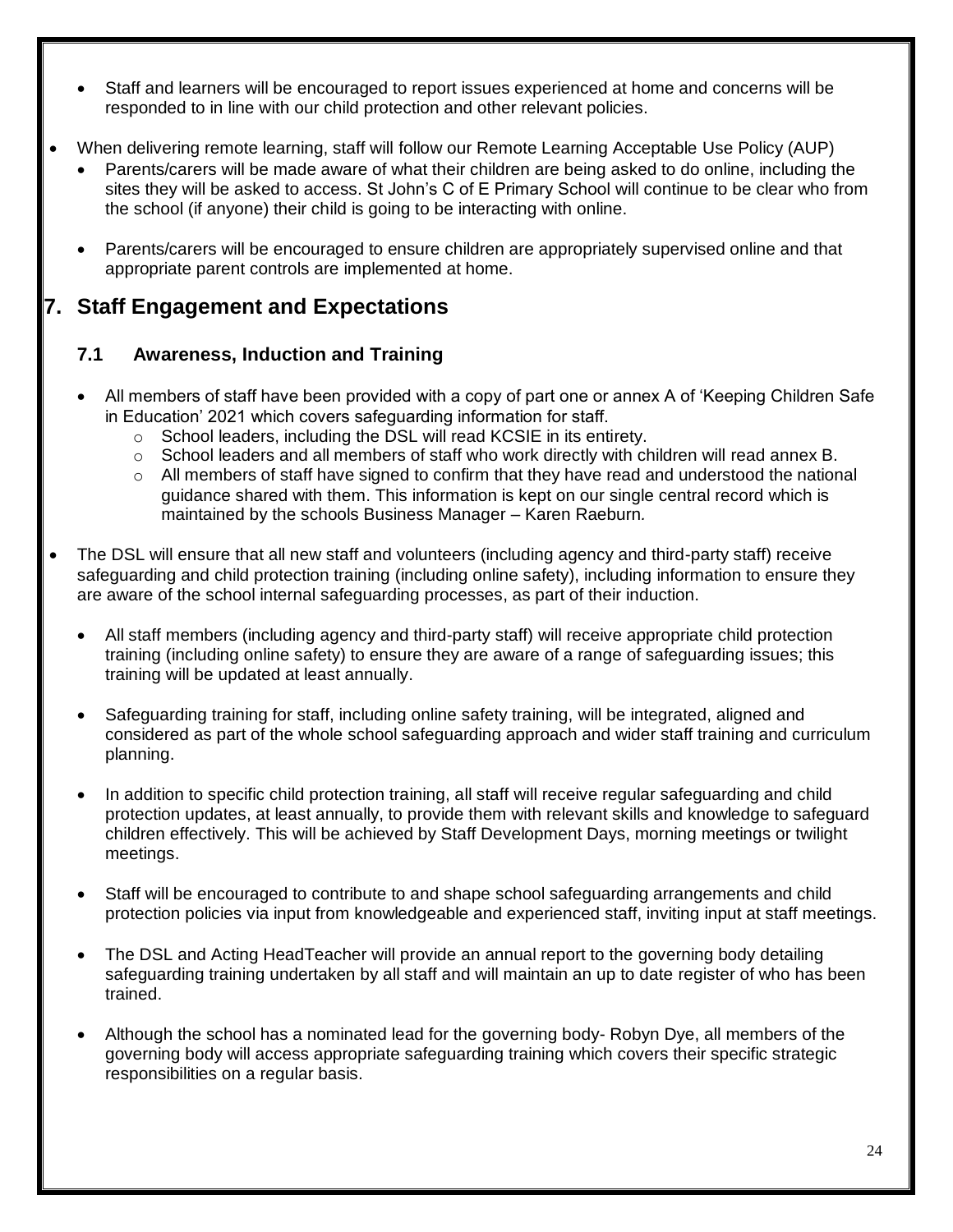- Staff and learners will be encouraged to report issues experienced at home and concerns will be responded to in line with our child protection and other relevant policies.

- When delivering remote learning, staff will follow our Remote Learning Acceptable Use Policy (AUP)
  - Parents/carers will be made aware of what their children are being asked to do online, including the sites they will be asked to access. St John's C of E Primary School will continue to be clear who from the school (if anyone) their child is going to be interacting with online.
  - Parents/carers will be encouraged to ensure children are appropriately supervised online and that appropriate parent controls are implemented at home.

## 7. Staff Engagement and Expectations

### 7.1 Awareness, Induction and Training

- All members of staff have been provided with a copy of part one or annex A of 'Keeping Children Safe in Education' 2021 which covers safeguarding information for staff.
  - School leaders, including the DSL will read KCSIE in its entirety.
  - School leaders and all members of staff who work directly with children will read annex B.
  - All members of staff have signed to confirm that they have read and understood the national guidance shared with them. This information is kept on our single central record which is maintained by the schools Business Manager – Karen Raeburn.

- The DSL will ensure that all new staff and volunteers (including agency and third-party staff) receive safeguarding and child protection training (including online safety), including information to ensure they are aware of the school internal safeguarding processes, as part of their induction.
  - All staff members (including agency and third-party staff) will receive appropriate child protection training (including online safety) to ensure they are aware of a range of safeguarding issues; this training will be updated at least annually.
  - Safeguarding training for staff, including online safety training, will be integrated, aligned and considered as part of the whole school safeguarding approach and wider staff training and curriculum planning.
  - In addition to specific child protection training, all staff will receive regular safeguarding and child protection updates, at least annually, to provide them with relevant skills and knowledge to safeguard children effectively. This will be achieved by Staff Development Days, morning meetings or twilight meetings.
  - Staff will be encouraged to contribute to and shape school safeguarding arrangements and child protection policies via input from knowledgeable and experienced staff, inviting input at staff meetings.
  - The DSL and Acting HeadTeacher will provide an annual report to the governing body detailing safeguarding training undertaken by all staff and will maintain an up to date register of who has been trained.
  - Although the school has a nominated lead for the governing body- Robyn Dye, all members of the governing body will access appropriate safeguarding training which covers their specific strategic responsibilities on a regular basis.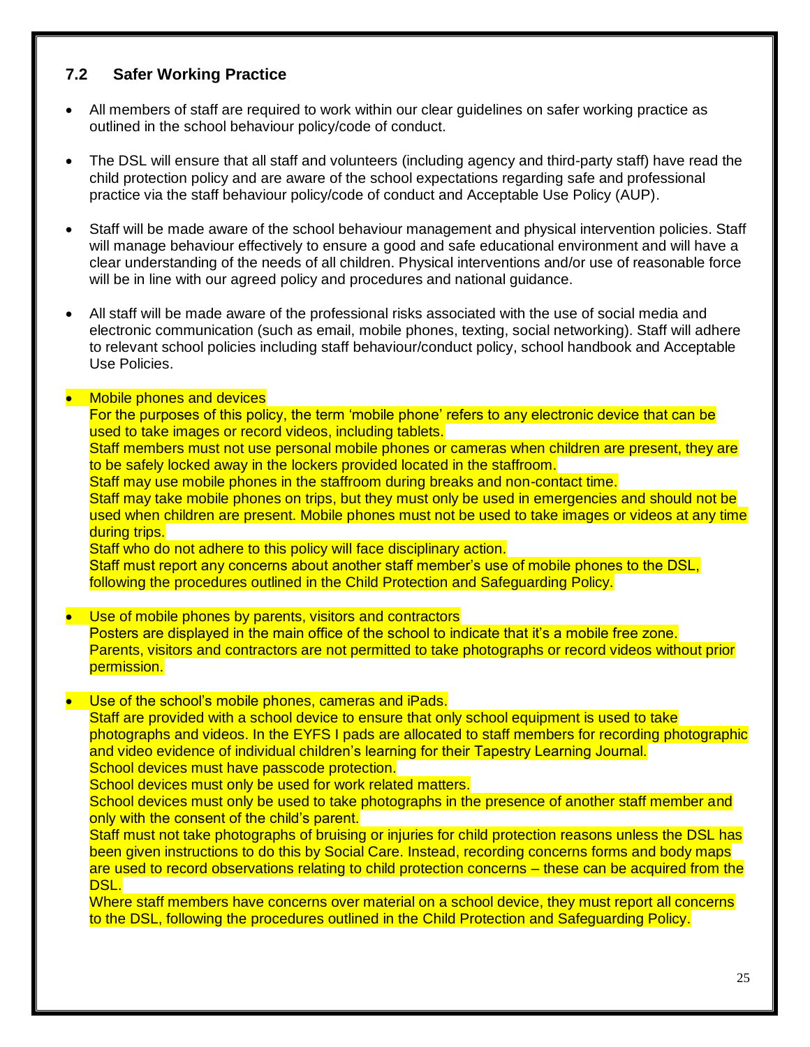## 7.2 Safer Working Practice

- All members of staff are required to work within our clear guidelines on safer working practice as outlined in the school behaviour policy/code of conduct.

- The DSL will ensure that all staff and volunteers (including agency and third-party staff) have read the child protection policy and are aware of the school expectations regarding safe and professional practice via the staff behaviour policy/code of conduct and Acceptable Use Policy (AUP).

- Staff will be made aware of the school behaviour management and physical intervention policies. Staff will manage behaviour effectively to ensure a good and safe educational environment and will have a clear understanding of the needs of all children. Physical interventions and/or use of reasonable force will be in line with our agreed policy and procedures and national guidance.

- All staff will be made aware of the professional risks associated with the use of social media and electronic communication (such as email, mobile phones, texting, social networking). Staff will adhere to relevant school policies including staff behaviour/conduct policy, school handbook and Acceptable Use Policies.

- Mobile phones and devices
  For the purposes of this policy, the term 'mobile phone' refers to any electronic device that can be used to take images or record videos, including tablets.
  Staff members must not use personal mobile phones or cameras when children are present, they are to be safely locked away in the lockers provided located in the staffroom.
  Staff may use mobile phones in the staffroom during breaks and non-contact time.
  Staff may take mobile phones on trips, but they must only be used in emergencies and should not be used when children are present. Mobile phones must not be used to take images or videos at any time during trips.
  Staff who do not adhere to this policy will face disciplinary action.
  Staff must report any concerns about another staff member's use of mobile phones to the DSL, following the procedures outlined in the Child Protection and Safeguarding Policy.

- Use of mobile phones by parents, visitors and contractors
  Posters are displayed in the main office of the school to indicate that it's a mobile free zone.
  Parents, visitors and contractors are not permitted to take photographs or record videos without prior permission.

- Use of the school's mobile phones, cameras and iPads.
  Staff are provided with a school device to ensure that only school equipment is used to take photographs and videos. In the EYFS I pads are allocated to staff members for recording photographic and video evidence of individual children's learning for their Tapestry Learning Journal.
  School devices must have passcode protection.
  School devices must only be used for work related matters.
  School devices must only be used to take photographs in the presence of another staff member and only with the consent of the child's parent.
  Staff must not take photographs of bruising or injuries for child protection reasons unless the DSL has been given instructions to do this by Social Care. Instead, recording concerns forms and body maps are used to record observations relating to child protection concerns – these can be acquired from the DSL.
  Where staff members have concerns over material on a school device, they must report all concerns to the DSL, following the procedures outlined in the Child Protection and Safeguarding Policy.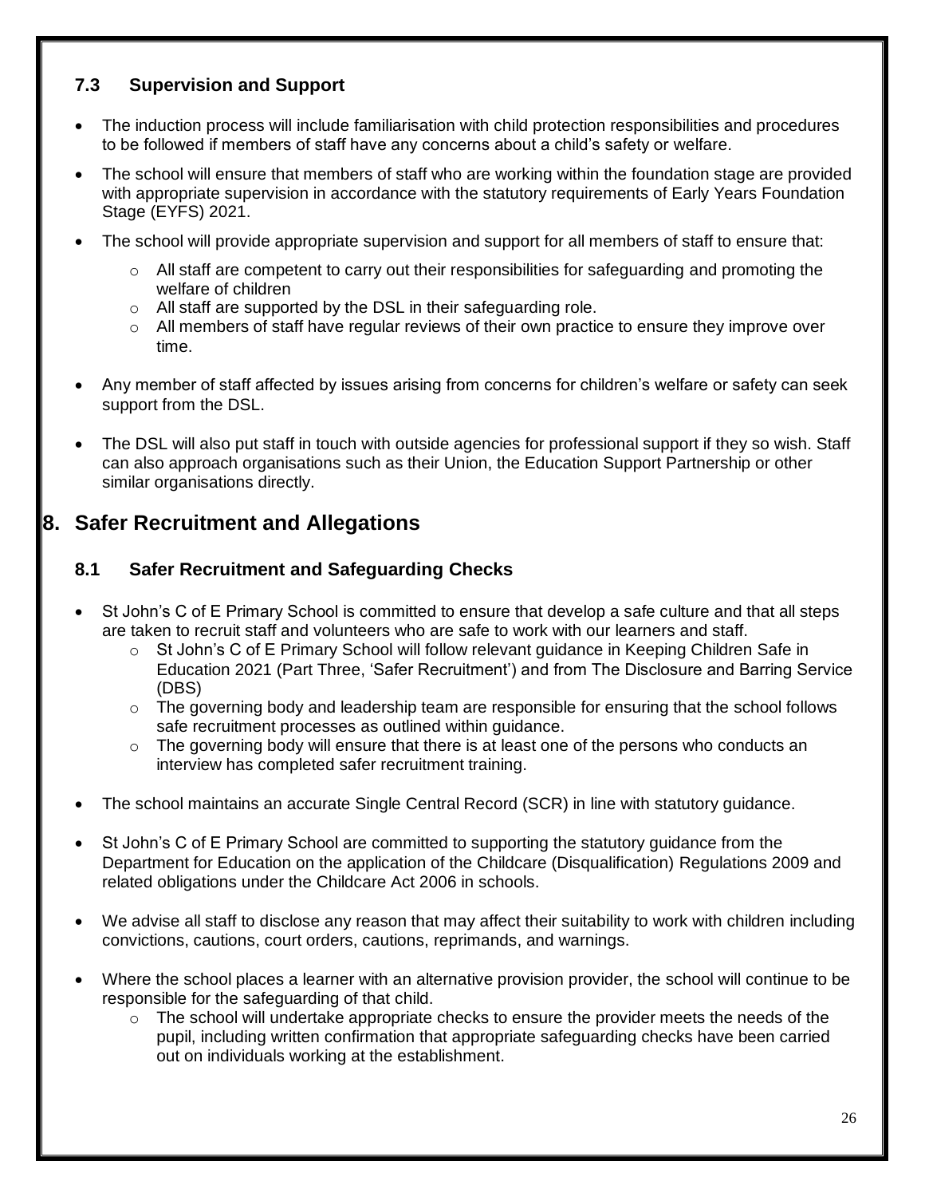### 7.3 Supervision and Support

- The induction process will include familiarisation with child protection responsibilities and procedures to be followed if members of staff have any concerns about a child's safety or welfare.
- The school will ensure that members of staff who are working within the foundation stage are provided with appropriate supervision in accordance with the statutory requirements of Early Years Foundation Stage (EYFS) 2021.
- The school will provide appropriate supervision and support for all members of staff to ensure that:
  - All staff are competent to carry out their responsibilities for safeguarding and promoting the welfare of children
  - All staff are supported by the DSL in their safeguarding role.
  - All members of staff have regular reviews of their own practice to ensure they improve over time.
- Any member of staff affected by issues arising from concerns for children's welfare or safety can seek support from the DSL.
- The DSL will also put staff in touch with outside agencies for professional support if they so wish. Staff can also approach organisations such as their Union, the Education Support Partnership or other similar organisations directly.

## 8. Safer Recruitment and Allegations

### 8.1 Safer Recruitment and Safeguarding Checks

- St John's C of E Primary School is committed to ensure that develop a safe culture and that all steps are taken to recruit staff and volunteers who are safe to work with our learners and staff.
  - St John's C of E Primary School will follow relevant guidance in Keeping Children Safe in Education 2021 (Part Three, 'Safer Recruitment') and from The Disclosure and Barring Service (DBS)
  - The governing body and leadership team are responsible for ensuring that the school follows safe recruitment processes as outlined within guidance.
  - The governing body will ensure that there is at least one of the persons who conducts an interview has completed safer recruitment training.
- The school maintains an accurate Single Central Record (SCR) in line with statutory guidance.
- St John's C of E Primary School are committed to supporting the statutory guidance from the Department for Education on the application of the Childcare (Disqualification) Regulations 2009 and related obligations under the Childcare Act 2006 in schools.
- We advise all staff to disclose any reason that may affect their suitability to work with children including convictions, cautions, court orders, cautions, reprimands, and warnings.
- Where the school places a learner with an alternative provision provider, the school will continue to be responsible for the safeguarding of that child.
  - The school will undertake appropriate checks to ensure the provider meets the needs of the pupil, including written confirmation that appropriate safeguarding checks have been carried out on individuals working at the establishment.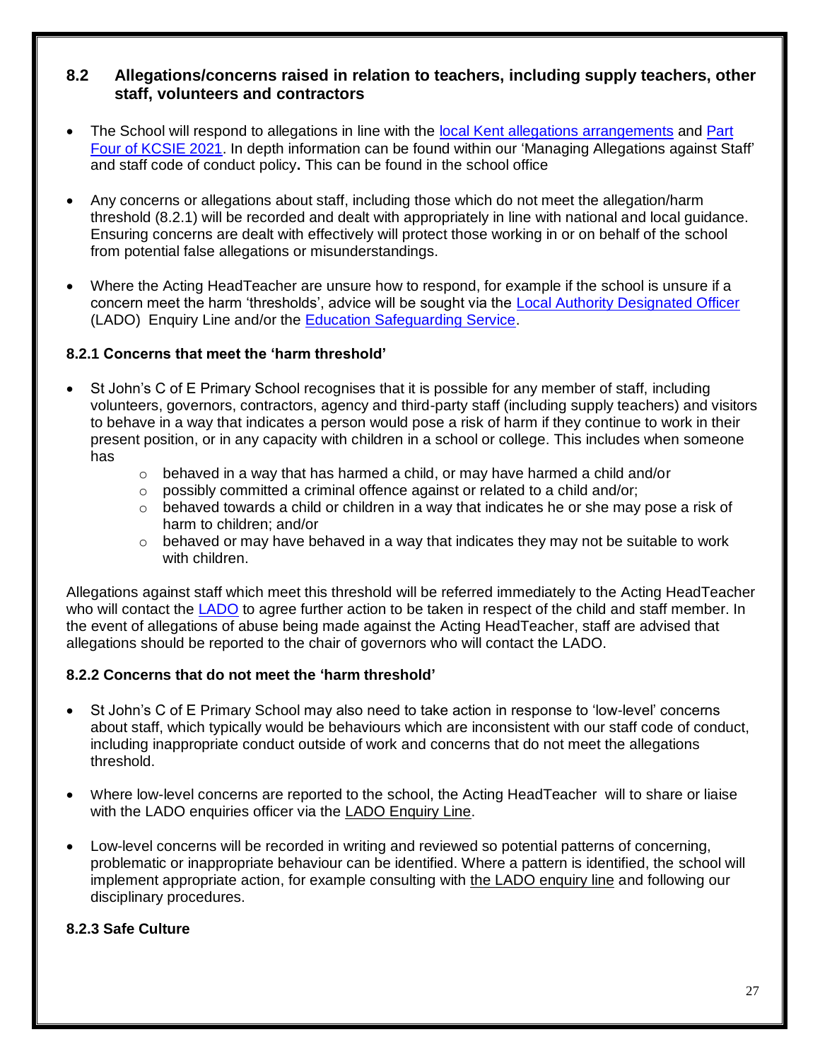## 8.2 Allegations/concerns raised in relation to teachers, including supply teachers, other staff, volunteers and contractors

- The School will respond to allegations in line with the local Kent allegations arrangements and Part Four of KCSIE 2021. In depth information can be found within our 'Managing Allegations against Staff' and staff code of conduct policy**.** This can be found in the school office

- Any concerns or allegations about staff, including those which do not meet the allegation/harm threshold (8.2.1) will be recorded and dealt with appropriately in line with national and local guidance. Ensuring concerns are dealt with effectively will protect those working in or on behalf of the school from potential false allegations or misunderstandings.

- Where the Acting HeadTeacher are unsure how to respond, for example if the school is unsure if a concern meet the harm 'thresholds', advice will be sought via the Local Authority Designated Officer (LADO) Enquiry Line and/or the Education Safeguarding Service.

### 8.2.1 Concerns that meet the 'harm threshold'

- St John's C of E Primary School recognises that it is possible for any member of staff, including volunteers, governors, contractors, agency and third-party staff (including supply teachers) and visitors to behave in a way that indicates a person would pose a risk of harm if they continue to work in their present position, or in any capacity with children in a school or college. This includes when someone has
  - behaved in a way that has harmed a child, or may have harmed a child and/or
  - possibly committed a criminal offence against or related to a child and/or;
  - behaved towards a child or children in a way that indicates he or she may pose a risk of harm to children; and/or
  - behaved or may have behaved in a way that indicates they may not be suitable to work with children.

Allegations against staff which meet this threshold will be referred immediately to the Acting HeadTeacher who will contact the LADO to agree further action to be taken in respect of the child and staff member. In the event of allegations of abuse being made against the Acting HeadTeacher, staff are advised that allegations should be reported to the chair of governors who will contact the LADO.

### 8.2.2 Concerns that do not meet the 'harm threshold'

- St John's C of E Primary School may also need to take action in response to 'low-level' concerns about staff, which typically would be behaviours which are inconsistent with our staff code of conduct, including inappropriate conduct outside of work and concerns that do not meet the allegations threshold.

- Where low-level concerns are reported to the school, the Acting HeadTeacher will to share or liaise with the LADO enquiries officer via the LADO Enquiry Line.

- Low-level concerns will be recorded in writing and reviewed so potential patterns of concerning, problematic or inappropriate behaviour can be identified. Where a pattern is identified, the school will implement appropriate action, for example consulting with the LADO enquiry line and following our disciplinary procedures.

### 8.2.3 Safe Culture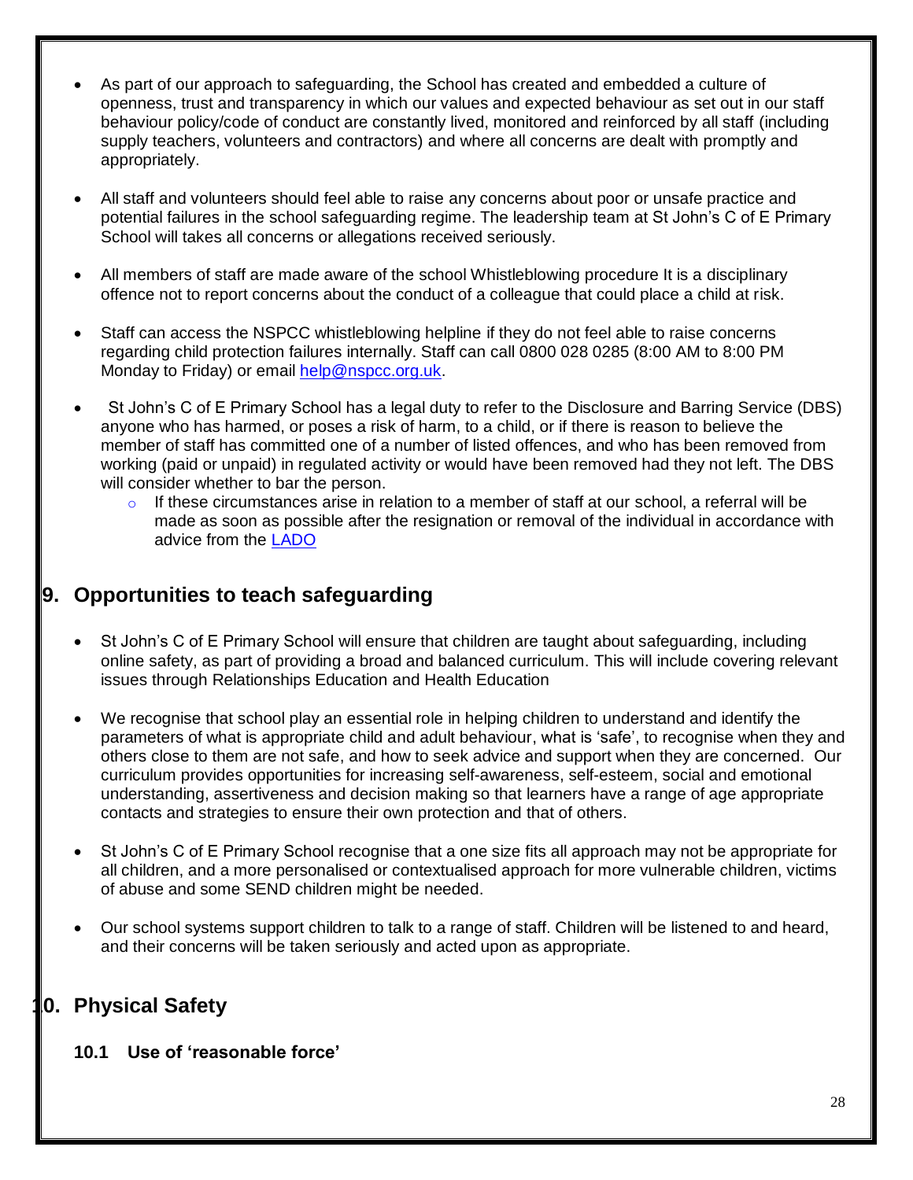- As part of our approach to safeguarding, the School has created and embedded a culture of openness, trust and transparency in which our values and expected behaviour as set out in our staff behaviour policy/code of conduct are constantly lived, monitored and reinforced by all staff (including supply teachers, volunteers and contractors) and where all concerns are dealt with promptly and appropriately.

- All staff and volunteers should feel able to raise any concerns about poor or unsafe practice and potential failures in the school safeguarding regime. The leadership team at St John's C of E Primary School will takes all concerns or allegations received seriously.

- All members of staff are made aware of the school Whistleblowing procedure It is a disciplinary offence not to report concerns about the conduct of a colleague that could place a child at risk.

- Staff can access the NSPCC whistleblowing helpline if they do not feel able to raise concerns regarding child protection failures internally. Staff can call 0800 028 0285 (8:00 AM to 8:00 PM Monday to Friday) or email [help@nspcc.org.uk](mailto:help@nspcc.org.uk).

- St John's C of E Primary School has a legal duty to refer to the Disclosure and Barring Service (DBS) anyone who has harmed, or poses a risk of harm, to a child, or if there is reason to believe the member of staff has committed one of a number of listed offences, and who has been removed from working (paid or unpaid) in regulated activity or would have been removed had they not left. The DBS will consider whether to bar the person.
    - If these circumstances arise in relation to a member of staff at our school, a referral will be made as soon as possible after the resignation or removal of the individual in accordance with advice from the LADO

## 9. Opportunities to teach safeguarding

- St John's C of E Primary School will ensure that children are taught about safeguarding, including online safety, as part of providing a broad and balanced curriculum. This will include covering relevant issues through Relationships Education and Health Education

- We recognise that school play an essential role in helping children to understand and identify the parameters of what is appropriate child and adult behaviour, what is 'safe', to recognise when they and others close to them are not safe, and how to seek advice and support when they are concerned. Our curriculum provides opportunities for increasing self-awareness, self-esteem, social and emotional understanding, assertiveness and decision making so that learners have a range of age appropriate contacts and strategies to ensure their own protection and that of others.

- St John's C of E Primary School recognise that a one size fits all approach may not be appropriate for all children, and a more personalised or contextualised approach for more vulnerable children, victims of abuse and some SEND children might be needed.

- Our school systems support children to talk to a range of staff. Children will be listened to and heard, and their concerns will be taken seriously and acted upon as appropriate.

## 10. Physical Safety

### 10.1 Use of 'reasonable force'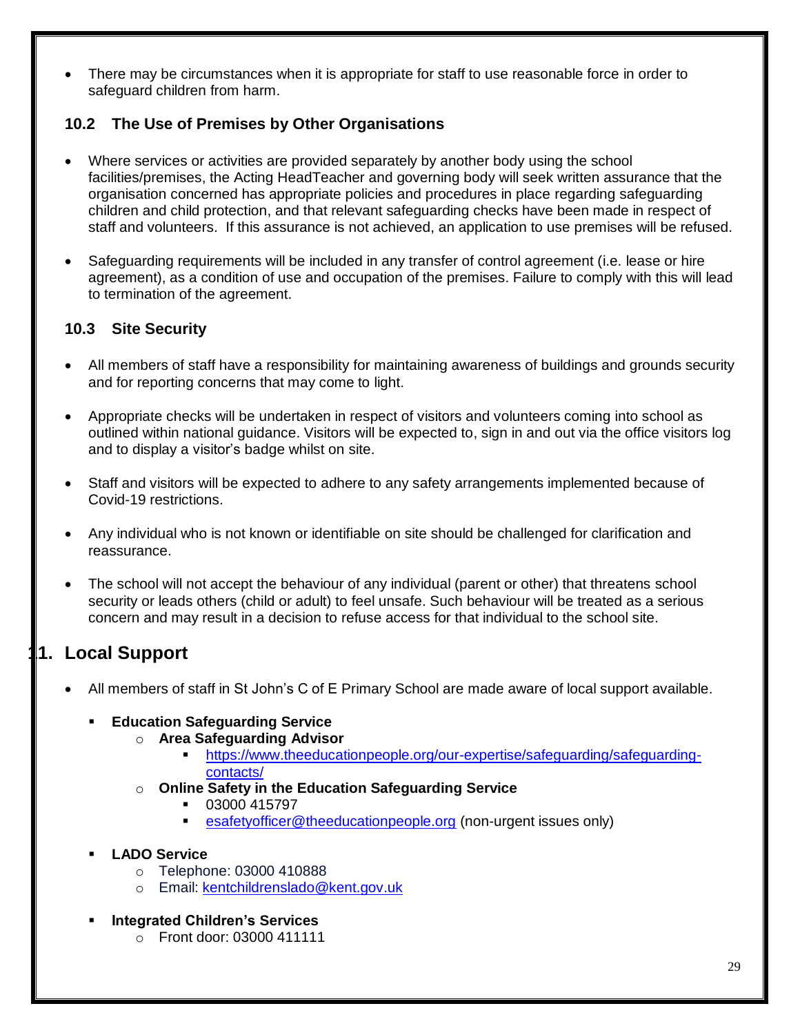- There may be circumstances when it is appropriate for staff to use reasonable force in order to safeguard children from harm.

### 10.2 The Use of Premises by Other Organisations

- Where services or activities are provided separately by another body using the school facilities/premises, the Acting HeadTeacher and governing body will seek written assurance that the organisation concerned has appropriate policies and procedures in place regarding safeguarding children and child protection, and that relevant safeguarding checks have been made in respect of staff and volunteers. If this assurance is not achieved, an application to use premises will be refused.

- Safeguarding requirements will be included in any transfer of control agreement (i.e. lease or hire agreement), as a condition of use and occupation of the premises. Failure to comply with this will lead to termination of the agreement.

### 10.3 Site Security

- All members of staff have a responsibility for maintaining awareness of buildings and grounds security and for reporting concerns that may come to light.

- Appropriate checks will be undertaken in respect of visitors and volunteers coming into school as outlined within national guidance. Visitors will be expected to, sign in and out via the office visitors log and to display a visitor's badge whilst on site.

- Staff and visitors will be expected to adhere to any safety arrangements implemented because of Covid-19 restrictions.

- Any individual who is not known or identifiable on site should be challenged for clarification and reassurance.

- The school will not accept the behaviour of any individual (parent or other) that threatens school security or leads others (child or adult) to feel unsafe. Such behaviour will be treated as a serious concern and may result in a decision to refuse access for that individual to the school site.

## 11. Local Support

- All members of staff in St John's C of E Primary School are made aware of local support available.
  - **Education Safeguarding Service**
    - **Area Safeguarding Advisor**
      - https://www.theeducationpeople.org/our-expertise/safeguarding/safeguarding-contacts/
    - **Online Safety in the Education Safeguarding Service**
      - 03000 415797
      - esafetyofficer@theeducationpeople.org (non-urgent issues only)
  - **LADO Service**
    - Telephone: 03000 410888
    - Email: kentchildrenslado@kent.gov.uk
  - **Integrated Children's Services**
    - Front door: 03000 411111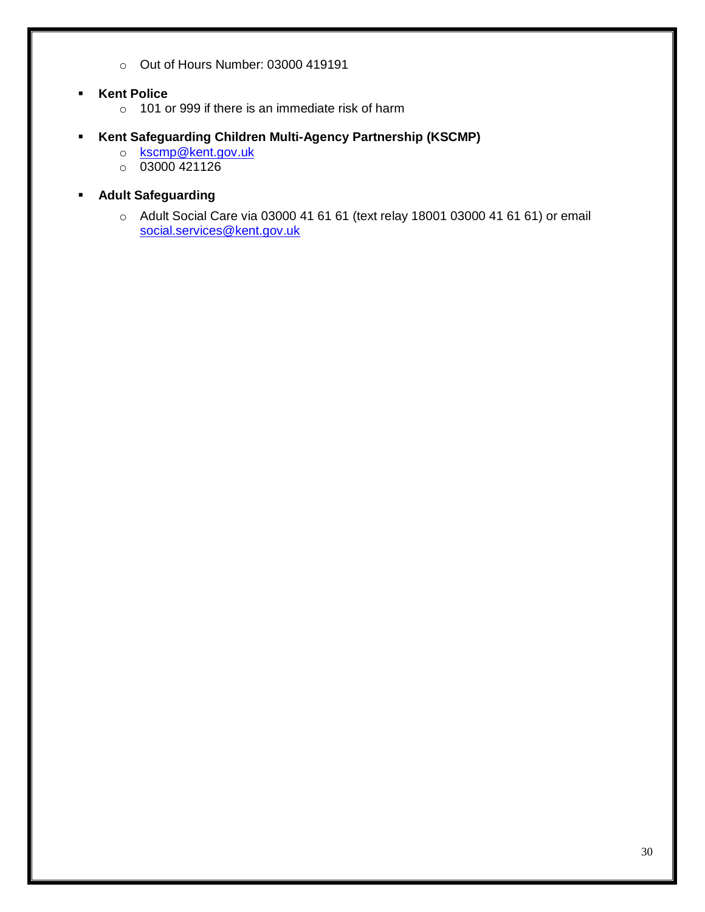- Out of Hours Number: 03000 419191

- **Kent Police**
  - 101 or 999 if there is an immediate risk of harm

- **Kent Safeguarding Children Multi-Agency Partnership (KSCMP)**
  - kscmp@kent.gov.uk
  - 03000 421126

- **Adult Safeguarding**
  - Adult Social Care via 03000 41 61 61 (text relay 18001 03000 41 61 61) or email social.services@kent.gov.uk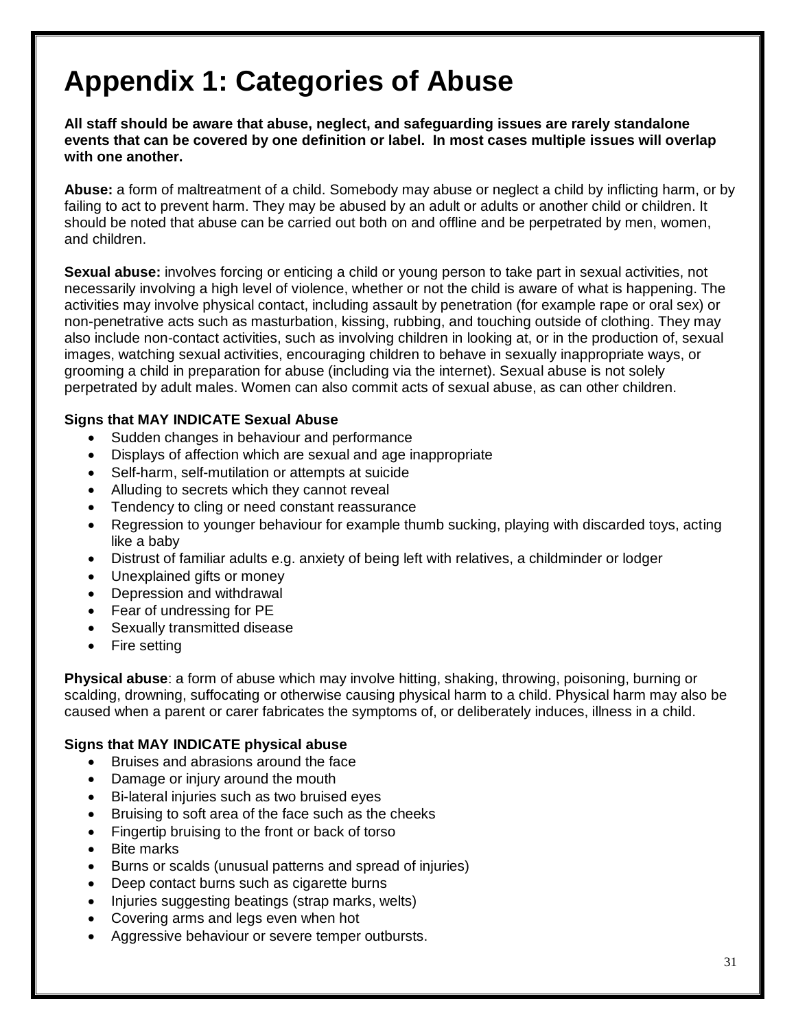# Appendix 1: Categories of Abuse

**All staff should be aware that abuse, neglect, and safeguarding issues are rarely standalone events that can be covered by one definition or label. In most cases multiple issues will overlap with one another.**

**Abuse:** a form of maltreatment of a child. Somebody may abuse or neglect a child by inflicting harm, or by failing to act to prevent harm. They may be abused by an adult or adults or another child or children. It should be noted that abuse can be carried out both on and offline and be perpetrated by men, women, and children.

**Sexual abuse:** involves forcing or enticing a child or young person to take part in sexual activities, not necessarily involving a high level of violence, whether or not the child is aware of what is happening. The activities may involve physical contact, including assault by penetration (for example rape or oral sex) or non-penetrative acts such as masturbation, kissing, rubbing, and touching outside of clothing. They may also include non-contact activities, such as involving children in looking at, or in the production of, sexual images, watching sexual activities, encouraging children to behave in sexually inappropriate ways, or grooming a child in preparation for abuse (including via the internet). Sexual abuse is not solely perpetrated by adult males. Women can also commit acts of sexual abuse, as can other children.

**Signs that MAY INDICATE Sexual Abuse**

- Sudden changes in behaviour and performance
- Displays of affection which are sexual and age inappropriate
- Self-harm, self-mutilation or attempts at suicide
- Alluding to secrets which they cannot reveal
- Tendency to cling or need constant reassurance
- Regression to younger behaviour for example thumb sucking, playing with discarded toys, acting like a baby
- Distrust of familiar adults e.g. anxiety of being left with relatives, a childminder or lodger
- Unexplained gifts or money
- Depression and withdrawal
- Fear of undressing for PE
- Sexually transmitted disease
- Fire setting

**Physical abuse**: a form of abuse which may involve hitting, shaking, throwing, poisoning, burning or scalding, drowning, suffocating or otherwise causing physical harm to a child. Physical harm may also be caused when a parent or carer fabricates the symptoms of, or deliberately induces, illness in a child.

**Signs that MAY INDICATE physical abuse**

- Bruises and abrasions around the face
- Damage or injury around the mouth
- Bi-lateral injuries such as two bruised eyes
- Bruising to soft area of the face such as the cheeks
- Fingertip bruising to the front or back of torso
- Bite marks
- Burns or scalds (unusual patterns and spread of injuries)
- Deep contact burns such as cigarette burns
- Injuries suggesting beatings (strap marks, welts)
- Covering arms and legs even when hot
- Aggressive behaviour or severe temper outbursts.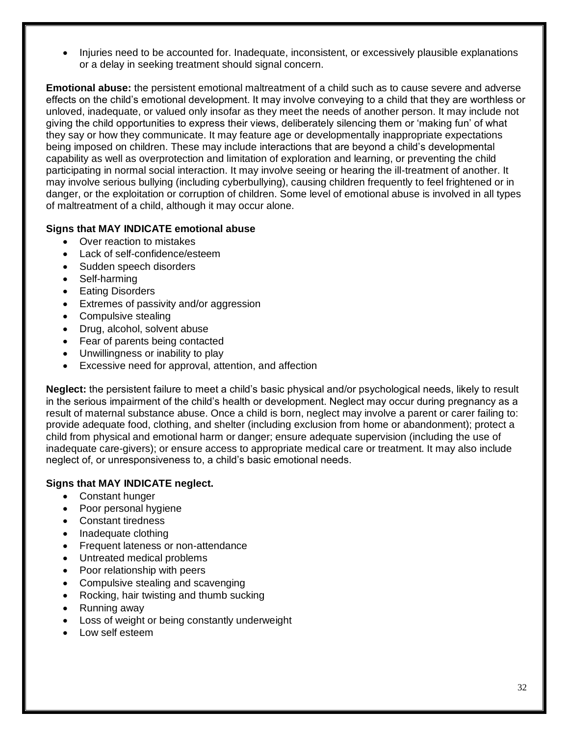- Injuries need to be accounted for. Inadequate, inconsistent, or excessively plausible explanations or a delay in seeking treatment should signal concern.

**Emotional abuse:** the persistent emotional maltreatment of a child such as to cause severe and adverse effects on the child's emotional development. It may involve conveying to a child that they are worthless or unloved, inadequate, or valued only insofar as they meet the needs of another person. It may include not giving the child opportunities to express their views, deliberately silencing them or 'making fun' of what they say or how they communicate. It may feature age or developmentally inappropriate expectations being imposed on children. These may include interactions that are beyond a child's developmental capability as well as overprotection and limitation of exploration and learning, or preventing the child participating in normal social interaction. It may involve seeing or hearing the ill-treatment of another. It may involve serious bullying (including cyberbullying), causing children frequently to feel frightened or in danger, or the exploitation or corruption of children. Some level of emotional abuse is involved in all types of maltreatment of a child, although it may occur alone.

**Signs that MAY INDICATE emotional abuse**

- Over reaction to mistakes
- Lack of self-confidence/esteem
- Sudden speech disorders
- Self-harming
- Eating Disorders
- Extremes of passivity and/or aggression
- Compulsive stealing
- Drug, alcohol, solvent abuse
- Fear of parents being contacted
- Unwillingness or inability to play
- Excessive need for approval, attention, and affection

**Neglect:** the persistent failure to meet a child's basic physical and/or psychological needs, likely to result in the serious impairment of the child's health or development. Neglect may occur during pregnancy as a result of maternal substance abuse. Once a child is born, neglect may involve a parent or carer failing to: provide adequate food, clothing, and shelter (including exclusion from home or abandonment); protect a child from physical and emotional harm or danger; ensure adequate supervision (including the use of inadequate care-givers); or ensure access to appropriate medical care or treatment. It may also include neglect of, or unresponsiveness to, a child's basic emotional needs.

**Signs that MAY INDICATE neglect.**

- Constant hunger
- Poor personal hygiene
- Constant tiredness
- Inadequate clothing
- Frequent lateness or non-attendance
- Untreated medical problems
- Poor relationship with peers
- Compulsive stealing and scavenging
- Rocking, hair twisting and thumb sucking
- Running away
- Loss of weight or being constantly underweight
- Low self esteem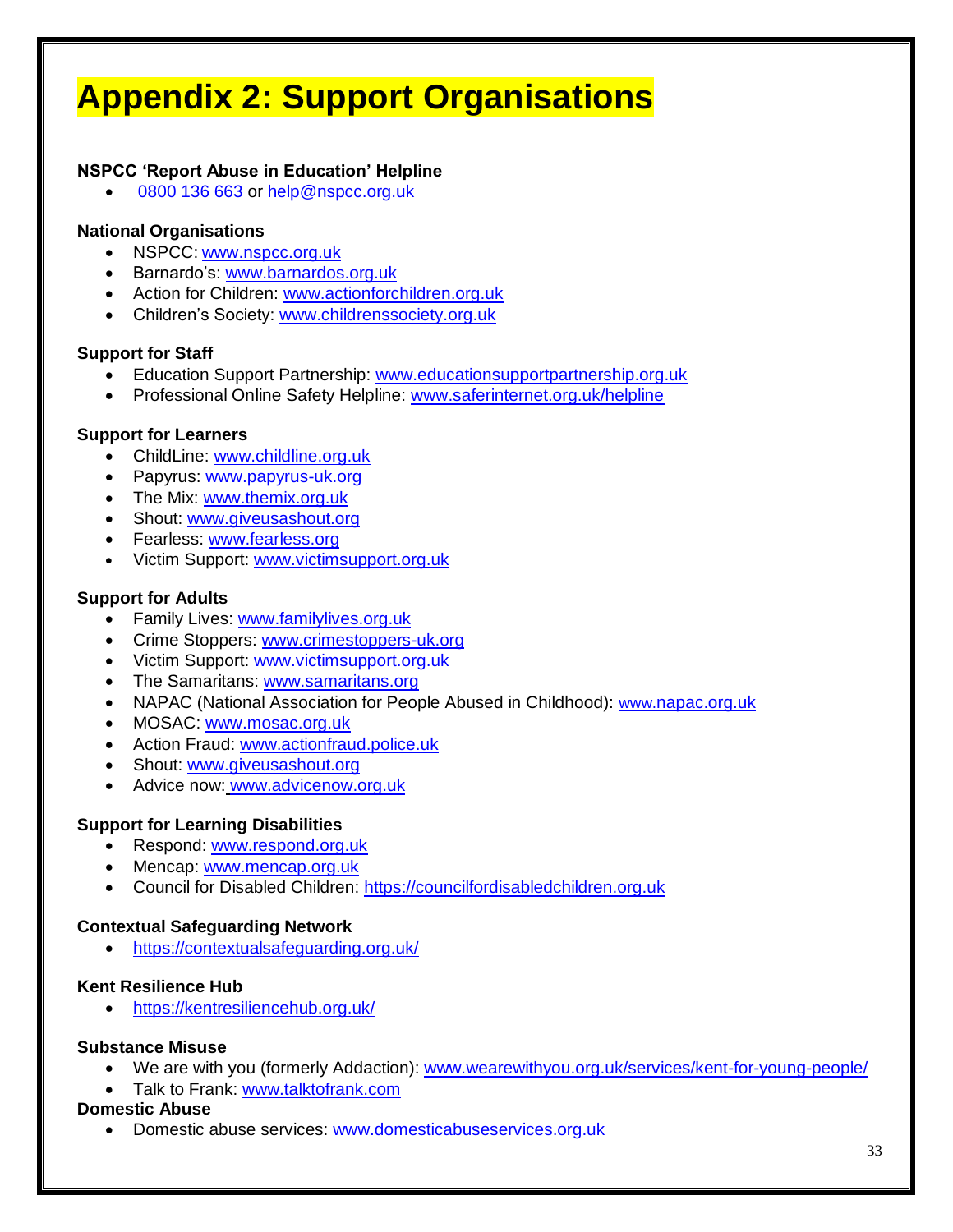# Appendix 2: Support Organisations

**NSPCC 'Report Abuse in Education' Helpline**

- 0800 136 663 or help@nspcc.org.uk

**National Organisations**

- NSPCC: www.nspcc.org.uk
- Barnardo's: www.barnardos.org.uk
- Action for Children: www.actionforchildren.org.uk
- Children's Society: www.childrenssociety.org.uk

**Support for Staff**

- Education Support Partnership: www.educationsupportpartnership.org.uk
- Professional Online Safety Helpline: www.saferinternet.org.uk/helpline

**Support for Learners**

- ChildLine: www.childline.org.uk
- Papyrus: www.papyrus-uk.org
- The Mix: www.themix.org.uk
- Shout: www.giveusashout.org
- Fearless: www.fearless.org
- Victim Support: www.victimsupport.org.uk

**Support for Adults**

- Family Lives: www.familylives.org.uk
- Crime Stoppers: www.crimestoppers-uk.org
- Victim Support: www.victimsupport.org.uk
- The Samaritans: www.samaritans.org
- NAPAC (National Association for People Abused in Childhood): www.napac.org.uk
- MOSAC: www.mosac.org.uk
- Action Fraud: www.actionfraud.police.uk
- Shout: www.giveusashout.org
- Advice now: www.advicenow.org.uk

**Support for Learning Disabilities**

- Respond: www.respond.org.uk
- Mencap: www.mencap.org.uk
- Council for Disabled Children: https://councilfordisabledchildren.org.uk

**Contextual Safeguarding Network**

- https://contextualsafeguarding.org.uk/

**Kent Resilience Hub**

- https://kentresiliencehub.org.uk/

**Substance Misuse**

- We are with you (formerly Addaction): www.wearewithyou.org.uk/services/kent-for-young-people/
- Talk to Frank: www.talktofrank.com

**Domestic Abuse**

- Domestic abuse services: www.domesticabuseservices.org.uk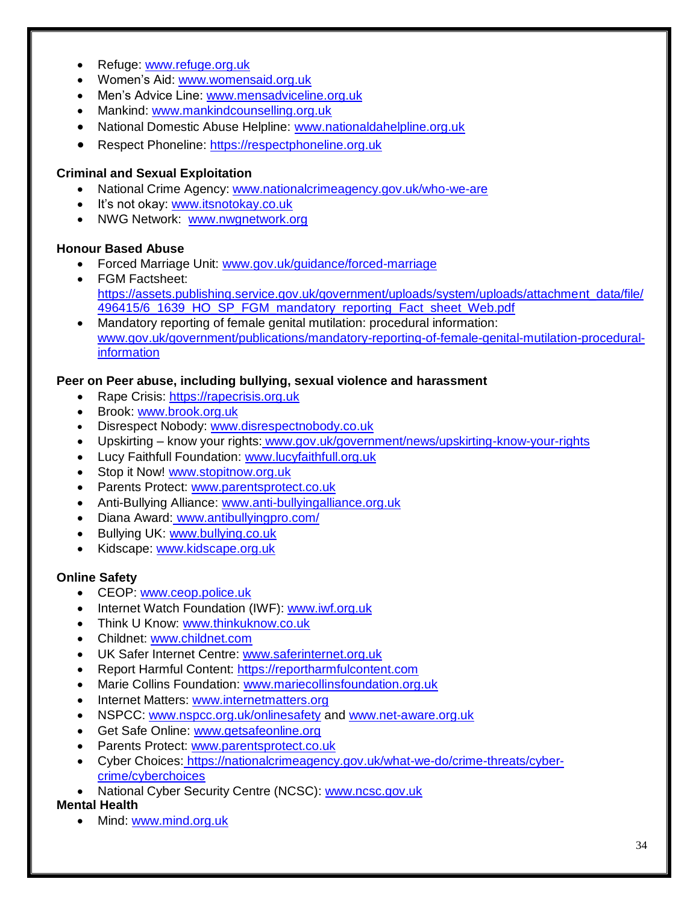- Refuge: www.refuge.org.uk
- Women's Aid: www.womensaid.org.uk
- Men's Advice Line: www.mensadviceline.org.uk
- Mankind: www.mankindcounselling.org.uk
- National Domestic Abuse Helpline: www.nationaldahelpline.org.uk
- Respect Phoneline: https://respectphoneline.org.uk

**Criminal and Sexual Exploitation**

- National Crime Agency: www.nationalcrimeagency.gov.uk/who-we-are
- It's not okay: www.itsnotokay.co.uk
- NWG Network: www.nwgnetwork.org

**Honour Based Abuse**

- Forced Marriage Unit: www.gov.uk/guidance/forced-marriage
- FGM Factsheet: https://assets.publishing.service.gov.uk/government/uploads/system/uploads/attachment_data/file/496415/6_1639_HO_SP_FGM_mandatory_reporting_Fact_sheet_Web.pdf
- Mandatory reporting of female genital mutilation: procedural information: www.gov.uk/government/publications/mandatory-reporting-of-female-genital-mutilation-procedural-information

**Peer on Peer abuse, including bullying, sexual violence and harassment**

- Rape Crisis: https://rapecrisis.org.uk
- Brook: www.brook.org.uk
- Disrespect Nobody: www.disrespectnobody.co.uk
- Upskirting – know your rights: www.gov.uk/government/news/upskirting-know-your-rights
- Lucy Faithfull Foundation: www.lucyfaithfull.org.uk
- Stop it Now! www.stopitnow.org.uk
- Parents Protect: www.parentsprotect.co.uk
- Anti-Bullying Alliance: www.anti-bullyingalliance.org.uk
- Diana Award: www.antibullyingpro.com/
- Bullying UK: www.bullying.co.uk
- Kidscape: www.kidscape.org.uk

**Online Safety**

- CEOP: www.ceop.police.uk
- Internet Watch Foundation (IWF): www.iwf.org.uk
- Think U Know: www.thinkuknow.co.uk
- Childnet: www.childnet.com
- UK Safer Internet Centre: www.saferinternet.org.uk
- Report Harmful Content: https://reportharmfulcontent.com
- Marie Collins Foundation: www.mariecollinsfoundation.org.uk
- Internet Matters: www.internetmatters.org
- NSPCC: www.nspcc.org.uk/onlinesafety and www.net-aware.org.uk
- Get Safe Online: www.getsafeonline.org
- Parents Protect: www.parentsprotect.co.uk
- Cyber Choices: https://nationalcrimeagency.gov.uk/what-we-do/crime-threats/cyber-crime/cyberchoices
- National Cyber Security Centre (NCSC): www.ncsc.gov.uk

**Mental Health**

- Mind: www.mind.org.uk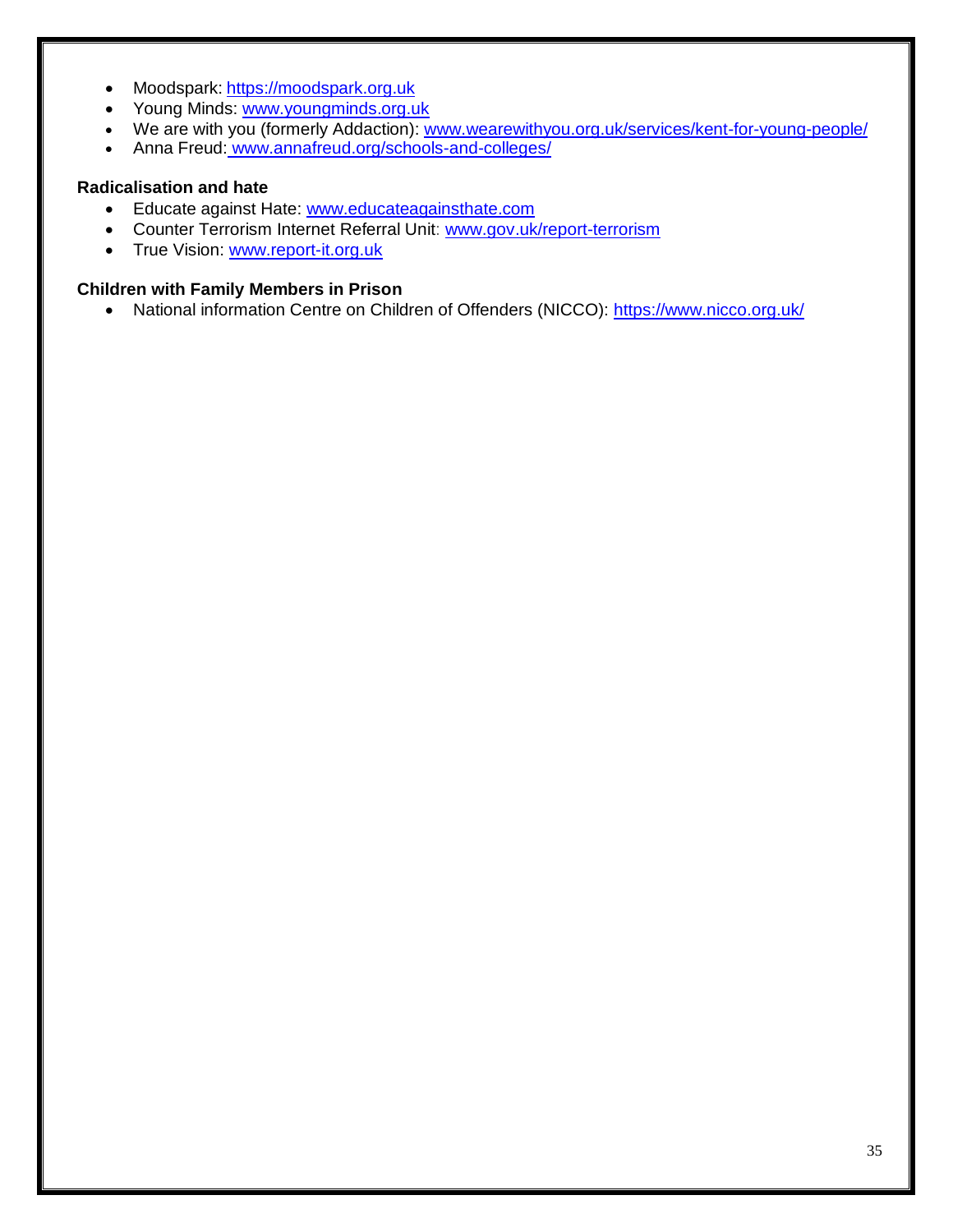- Moodspark: https://moodspark.org.uk
- Young Minds: www.youngminds.org.uk
- We are with you (formerly Addaction): www.wearewithyou.org.uk/services/kent-for-young-people/
- Anna Freud: www.annafreud.org/schools-and-colleges/

**Radicalisation and hate**

- Educate against Hate: www.educateagainsthate.com
- Counter Terrorism Internet Referral Unit: www.gov.uk/report-terrorism
- True Vision: www.report-it.org.uk

**Children with Family Members in Prison**

- National information Centre on Children of Offenders (NICCO): https://www.nicco.org.uk/